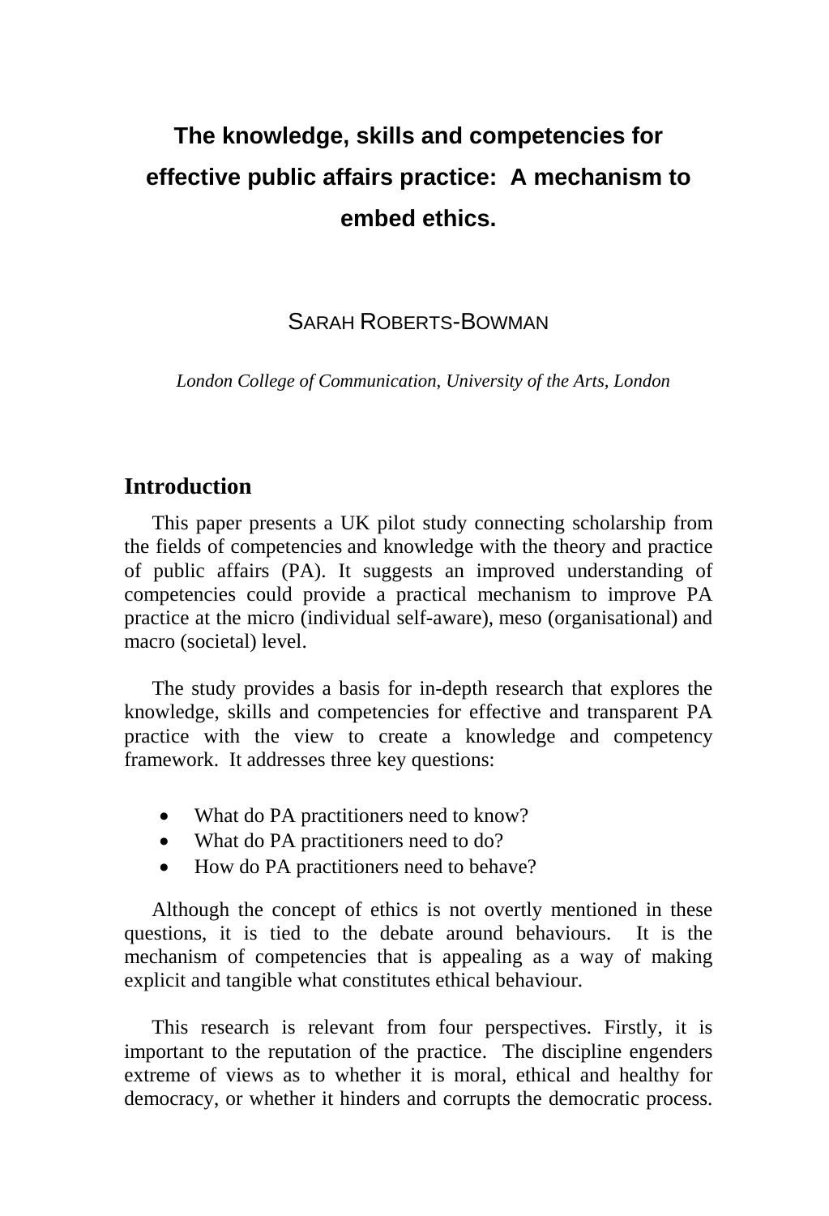# The knowledge, skills and competencies for effective public affairs practice: A mechanism to embed ethics.

SARAH ROBERTS-BOWMAN

*London College of Communication, University of the Arts, London*

## Introduction

This paper presents a UK pilot study connecting scholarship from the fields of competencies and knowledge with the theory and practice of public affairs (PA). It suggests an improved understanding of competencies could provide a practical mechanism to improve PA practice at the micro (individual self-aware), meso (organisational) and macro (societal) level.

The study provides a basis for in-depth research that explores the knowledge, skills and competencies for effective and transparent PA practice with the view to create a knowledge and competency framework. It addresses three key questions:

- What do PA practitioners need to know?
- What do PA practitioners need to do?
- How do PA practitioners need to behave?

Although the concept of ethics is not overtly mentioned in these questions, it is tied to the debate around behaviours. It is the mechanism of competencies that is appealing as a way of making explicit and tangible what constitutes ethical behaviour.

This research is relevant from four perspectives. Firstly, it is important to the reputation of the practice. The discipline engenders extreme of views as to whether it is moral, ethical and healthy for democracy, or whether it hinders and corrupts the democratic process.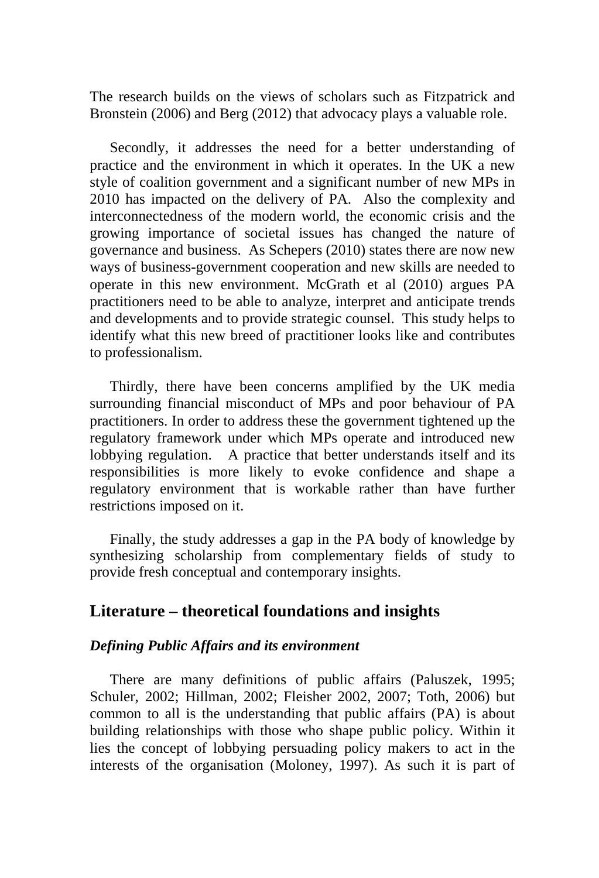The research builds on the views of scholars such as Fitzpatrick and Bronstein (2006) and Berg (2012) that advocacy plays a valuable role.

Secondly, it addresses the need for a better understanding of practice and the environment in which it operates. In the UK a new style of coalition government and a significant number of new MPs in 2010 has impacted on the delivery of PA. Also the complexity and interconnectedness of the modern world, the economic crisis and the growing importance of societal issues has changed the nature of governance and business. As Schepers (2010) states there are now new ways of business-government cooperation and new skills are needed to operate in this new environment. McGrath et al (2010) argues PA practitioners need to be able to analyze, interpret and anticipate trends and developments and to provide strategic counsel. This study helps to identify what this new breed of practitioner looks like and contributes to professionalism.

Thirdly, there have been concerns amplified by the UK media surrounding financial misconduct of MPs and poor behaviour of PA practitioners. In order to address these the government tightened up the regulatory framework under which MPs operate and introduced new lobbying regulation. A practice that better understands itself and its responsibilities is more likely to evoke confidence and shape a regulatory environment that is workable rather than have further restrictions imposed on it.

Finally, the study addresses a gap in the PA body of knowledge by synthesizing scholarship from complementary fields of study to provide fresh conceptual and contemporary insights.

## Literature – theoretical foundations and insights

### *Defining Public Affairs and its environment*

There are many definitions of public affairs (Paluszek, 1995; Schuler, 2002; Hillman, 2002; Fleisher 2002, 2007; Toth, 2006) but common to all is the understanding that public affairs (PA) is about building relationships with those who shape public policy. Within it lies the concept of lobbying persuading policy makers to act in the interests of the organisation (Moloney, 1997). As such it is part of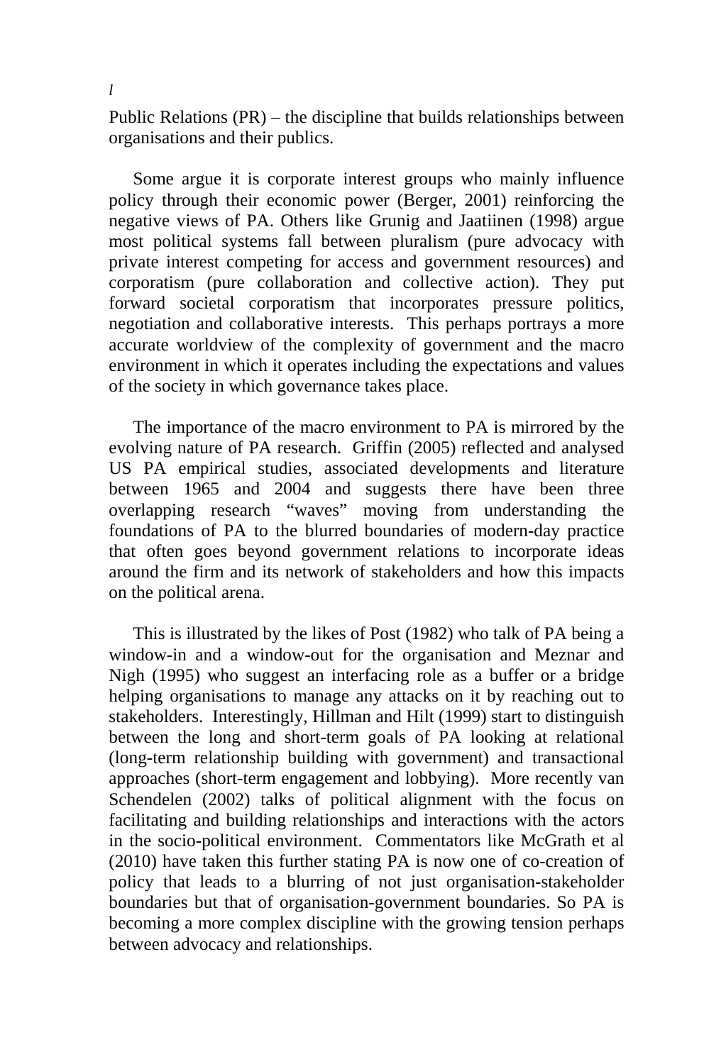*l*

Public Relations (PR) – the discipline that builds relationships between organisations and their publics.

Some argue it is corporate interest groups who mainly influence policy through their economic power (Berger, 2001) reinforcing the negative views of PA. Others like Grunig and Jaatiinen (1998) argue most political systems fall between pluralism (pure advocacy with private interest competing for access and government resources) and corporatism (pure collaboration and collective action). They put forward societal corporatism that incorporates pressure politics, negotiation and collaborative interests. This perhaps portrays a more accurate worldview of the complexity of government and the macro environment in which it operates including the expectations and values of the society in which governance takes place.

The importance of the macro environment to PA is mirrored by the evolving nature of PA research. Griffin (2005) reflected and analysed US PA empirical studies, associated developments and literature between 1965 and 2004 and suggests there have been three overlapping research "waves" moving from understanding the foundations of PA to the blurred boundaries of modern-day practice that often goes beyond government relations to incorporate ideas around the firm and its network of stakeholders and how this impacts on the political arena.

This is illustrated by the likes of Post (1982) who talk of PA being a window-in and a window-out for the organisation and Meznar and Nigh (1995) who suggest an interfacing role as a buffer or a bridge helping organisations to manage any attacks on it by reaching out to stakeholders. Interestingly, Hillman and Hilt (1999) start to distinguish between the long and short-term goals of PA looking at relational (long-term relationship building with government) and transactional approaches (short-term engagement and lobbying). More recently van Schendelen (2002) talks of political alignment with the focus on facilitating and building relationships and interactions with the actors in the socio-political environment. Commentators like McGrath et al (2010) have taken this further stating PA is now one of co-creation of policy that leads to a blurring of not just organisation-stakeholder boundaries but that of organisation-government boundaries. So PA is becoming a more complex discipline with the growing tension perhaps between advocacy and relationships.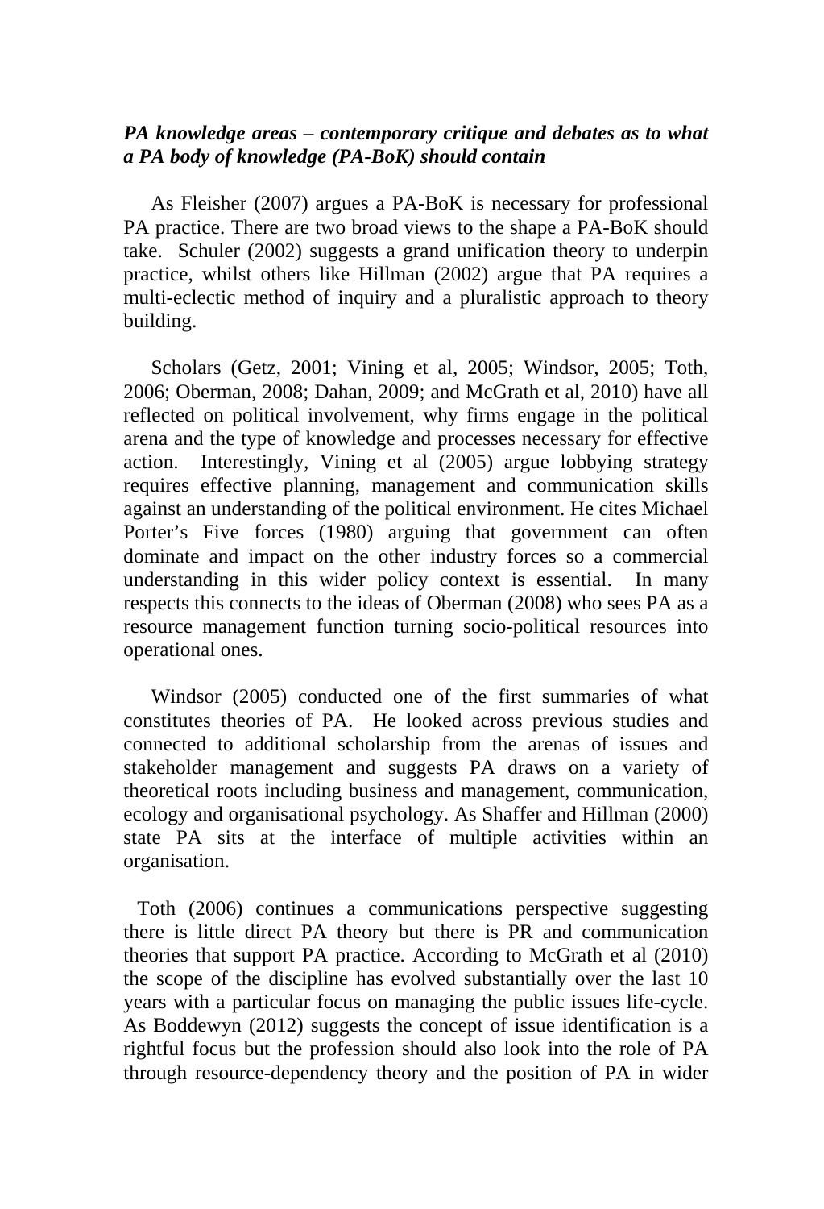***PA knowledge areas – contemporary critique and debates as to what a PA body of knowledge (PA-BoK) should contain***

As Fleisher (2007) argues a PA-BoK is necessary for professional PA practice. There are two broad views to the shape a PA-BoK should take. Schuler (2002) suggests a grand unification theory to underpin practice, whilst others like Hillman (2002) argue that PA requires a multi-eclectic method of inquiry and a pluralistic approach to theory building.

Scholars (Getz, 2001; Vining et al, 2005; Windsor, 2005; Toth, 2006; Oberman, 2008; Dahan, 2009; and McGrath et al, 2010) have all reflected on political involvement, why firms engage in the political arena and the type of knowledge and processes necessary for effective action. Interestingly, Vining et al (2005) argue lobbying strategy requires effective planning, management and communication skills against an understanding of the political environment. He cites Michael Porter's Five forces (1980) arguing that government can often dominate and impact on the other industry forces so a commercial understanding in this wider policy context is essential. In many respects this connects to the ideas of Oberman (2008) who sees PA as a resource management function turning socio-political resources into operational ones.

Windsor (2005) conducted one of the first summaries of what constitutes theories of PA. He looked across previous studies and connected to additional scholarship from the arenas of issues and stakeholder management and suggests PA draws on a variety of theoretical roots including business and management, communication, ecology and organisational psychology. As Shaffer and Hillman (2000) state PA sits at the interface of multiple activities within an organisation.

Toth (2006) continues a communications perspective suggesting there is little direct PA theory but there is PR and communication theories that support PA practice. According to McGrath et al (2010) the scope of the discipline has evolved substantially over the last 10 years with a particular focus on managing the public issues life-cycle. As Boddewyn (2012) suggests the concept of issue identification is a rightful focus but the profession should also look into the role of PA through resource-dependency theory and the position of PA in wider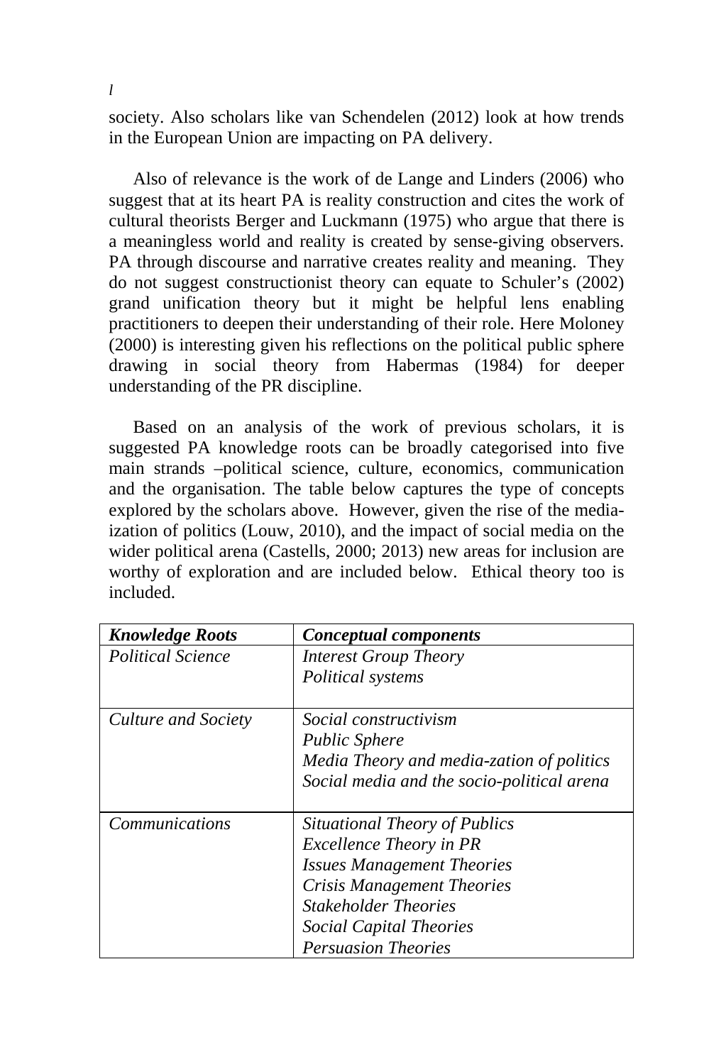society. Also scholars like van Schendelen (2012) look at how trends in the European Union are impacting on PA delivery.

Also of relevance is the work of de Lange and Linders (2006) who suggest that at its heart PA is reality construction and cites the work of cultural theorists Berger and Luckmann (1975) who argue that there is a meaningless world and reality is created by sense-giving observers. PA through discourse and narrative creates reality and meaning. They do not suggest constructionist theory can equate to Schuler's (2002) grand unification theory but it might be helpful lens enabling practitioners to deepen their understanding of their role. Here Moloney (2000) is interesting given his reflections on the political public sphere drawing in social theory from Habermas (1984) for deeper understanding of the PR discipline.

Based on an analysis of the work of previous scholars, it is suggested PA knowledge roots can be broadly categorised into five main strands –political science, culture, economics, communication and the organisation. The table below captures the type of concepts explored by the scholars above. However, given the rise of the media-ization of politics (Louw, 2010), and the impact of social media on the wider political arena (Castells, 2000; 2013) new areas for inclusion are worthy of exploration and are included below. Ethical theory too is included.

| ***Knowledge Roots*** | ***Conceptual components*** |
|---|---|
| *Political Science* | *Interest Group Theory*<br>*Political systems* |
| *Culture and Society* | *Social constructivism*<br>*Public Sphere*<br>*Media Theory and media-zation of politics*<br>*Social media and the socio-political arena* |
| *Communications* | *Situational Theory of Publics*<br>*Excellence Theory in PR*<br>*Issues Management Theories*<br>*Crisis Management Theories*<br>*Stakeholder Theories*<br>*Social Capital Theories*<br>*Persuasion Theories* |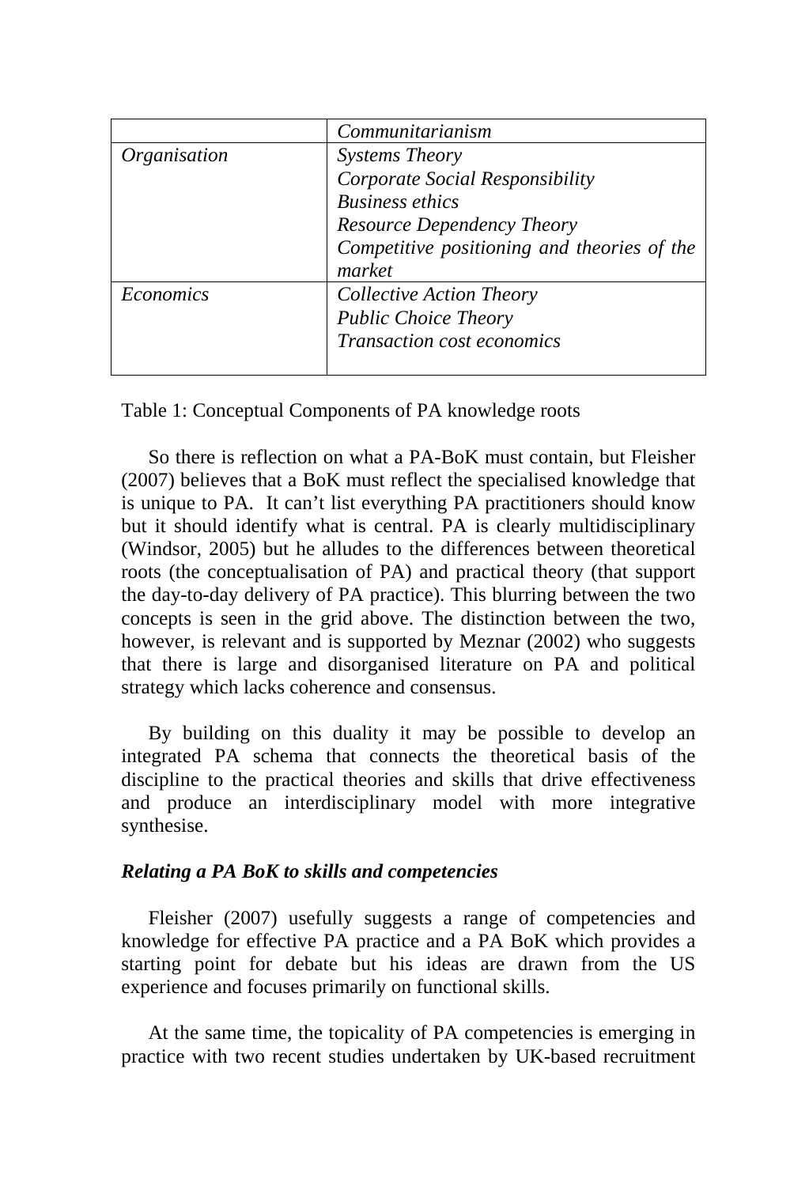|  |  |
| --- | --- |
|  | *Communitarianism* |
| *Organisation* | *Systems Theory*<br>*Corporate Social Responsibility*<br>*Business ethics*<br>*Resource Dependency Theory*<br>*Competitive positioning and theories of the market* |
| *Economics* | *Collective Action Theory*<br>*Public Choice Theory*<br>*Transaction cost economics* |

Table 1: Conceptual Components of PA knowledge roots

So there is reflection on what a PA-BoK must contain, but Fleisher (2007) believes that a BoK must reflect the specialised knowledge that is unique to PA. It can't list everything PA practitioners should know but it should identify what is central. PA is clearly multidisciplinary (Windsor, 2005) but he alludes to the differences between theoretical roots (the conceptualisation of PA) and practical theory (that support the day-to-day delivery of PA practice). This blurring between the two concepts is seen in the grid above. The distinction between the two, however, is relevant and is supported by Meznar (2002) who suggests that there is large and disorganised literature on PA and political strategy which lacks coherence and consensus.

By building on this duality it may be possible to develop an integrated PA schema that connects the theoretical basis of the discipline to the practical theories and skills that drive effectiveness and produce an interdisciplinary model with more integrative synthesise.

***Relating a PA BoK to skills and competencies***

Fleisher (2007) usefully suggests a range of competencies and knowledge for effective PA practice and a PA BoK which provides a starting point for debate but his ideas are drawn from the US experience and focuses primarily on functional skills.

At the same time, the topicality of PA competencies is emerging in practice with two recent studies undertaken by UK-based recruitment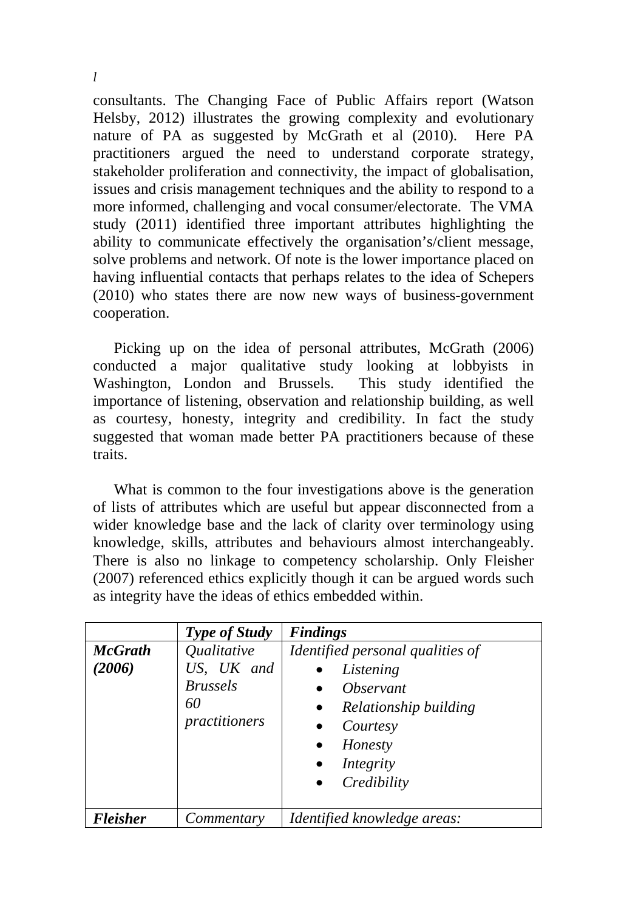consultants. The Changing Face of Public Affairs report (Watson Helsby, 2012) illustrates the growing complexity and evolutionary nature of PA as suggested by McGrath et al (2010). Here PA practitioners argued the need to understand corporate strategy, stakeholder proliferation and connectivity, the impact of globalisation, issues and crisis management techniques and the ability to respond to a more informed, challenging and vocal consumer/electorate. The VMA study (2011) identified three important attributes highlighting the ability to communicate effectively the organisation's/client message, solve problems and network. Of note is the lower importance placed on having influential contacts that perhaps relates to the idea of Schepers (2010) who states there are now new ways of business-government cooperation.

Picking up on the idea of personal attributes, McGrath (2006) conducted a major qualitative study looking at lobbyists in Washington, London and Brussels. This study identified the importance of listening, observation and relationship building, as well as courtesy, honesty, integrity and credibility. In fact the study suggested that woman made better PA practitioners because of these traits.

What is common to the four investigations above is the generation of lists of attributes which are useful but appear disconnected from a wider knowledge base and the lack of clarity over terminology using knowledge, skills, attributes and behaviours almost interchangeably. There is also no linkage to competency scholarship. Only Fleisher (2007) referenced ethics explicitly though it can be argued words such as integrity have the ideas of ethics embedded within.

| | ***Type of Study*** | ***Findings*** |
|---|---|---|
| ***McGrath (2006)*** | *Qualitative US, UK and Brussels 60 practitioners* | *Identified personal qualities of*<br>• *Listening*<br>• *Observant*<br>• *Relationship building*<br>• *Courtesy*<br>• *Honesty*<br>• *Integrity*<br>• *Credibility* |
| ***Fleisher*** | *Commentary* | *Identified knowledge areas:* |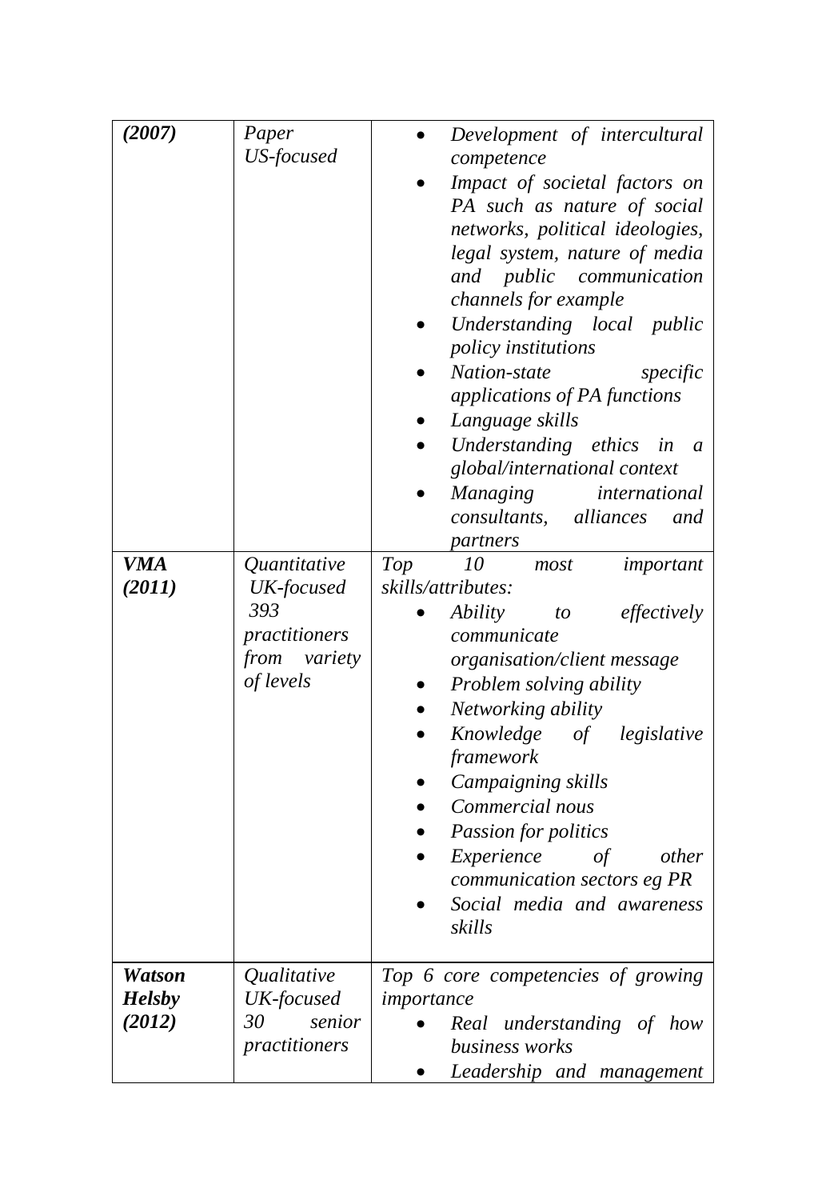| *(2007)* | *Paper US-focused* | <ul><li>*Development of intercultural competence*</li><li>*Impact of societal factors on PA such as nature of social networks, political ideologies, legal system, nature of media and public communication channels for example*</li><li>*Understanding local public policy institutions*</li><li>*Nation-state specific applications of PA functions*</li><li>*Language skills*</li><li>*Understanding ethics in a global/international context*</li><li>*Managing international consultants, alliances and partners*</li></ul> |
|---|---|---|
| ***VMA (2011)*** | *Quantitative UK-focused 393 practitioners from variety of levels* | *Top 10 most important skills/attributes:* <ul><li>*Ability to effectively communicate organisation/client message*</li><li>*Problem solving ability*</li><li>*Networking ability*</li><li>*Knowledge of legislative framework*</li><li>*Campaigning skills*</li><li>*Commercial nous*</li><li>*Passion for politics*</li><li>*Experience of other communication sectors eg PR*</li><li>*Social media and awareness skills*</li></ul> |
| ***Watson Helsby (2012)*** | *Qualitative UK-focused 30 senior practitioners* | *Top 6 core competencies of growing importance* <ul><li>*Real understanding of how business works*</li><li>*Leadership and management*</li></ul> |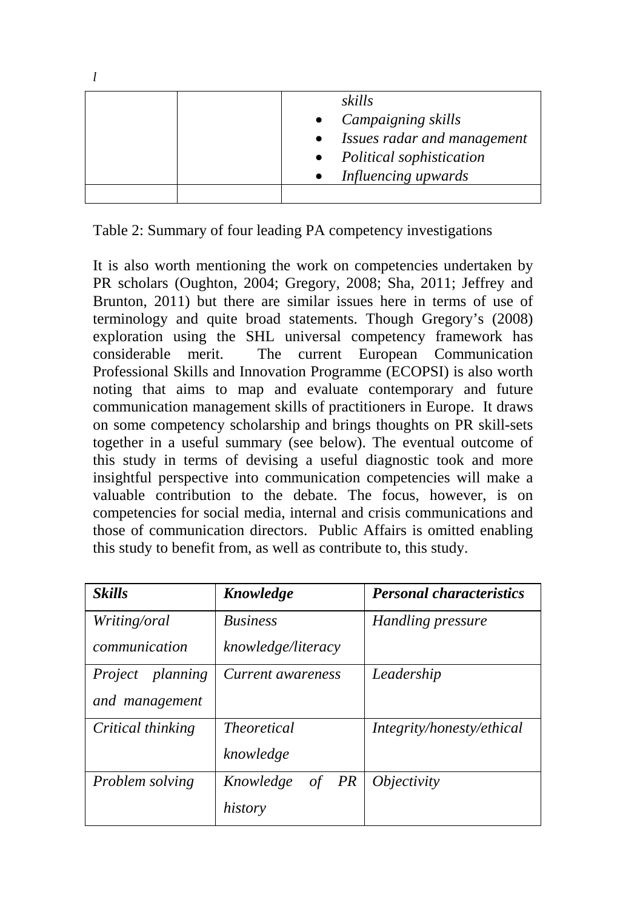*l*

| | | *skills*<br>• *Campaigning skills*<br>• *Issues radar and management*<br>• *Political sophistication*<br>• *Influencing upwards* |
|---|---|---|
| | | |

Table 2: Summary of four leading PA competency investigations

It is also worth mentioning the work on competencies undertaken by PR scholars (Oughton, 2004; Gregory, 2008; Sha, 2011; Jeffrey and Brunton, 2011) but there are similar issues here in terms of use of terminology and quite broad statements. Though Gregory's (2008) exploration using the SHL universal competency framework has considerable merit. The current European Communication Professional Skills and Innovation Programme (ECOPSI) is also worth noting that aims to map and evaluate contemporary and future communication management skills of practitioners in Europe. It draws on some competency scholarship and brings thoughts on PR skill-sets together in a useful summary (see below). The eventual outcome of this study in terms of devising a useful diagnostic took and more insightful perspective into communication competencies will make a valuable contribution to the debate. The focus, however, is on competencies for social media, internal and crisis communications and those of communication directors. Public Affairs is omitted enabling this study to benefit from, as well as contribute to, this study.

| ***Skills*** | ***Knowledge*** | ***Personal characteristics*** |
|---|---|---|
| *Writing/oral communication* | *Business knowledge/literacy* | *Handling pressure* |
| *Project planning and management* | *Current awareness* | *Leadership* |
| *Critical thinking* | *Theoretical knowledge* | *Integrity/honesty/ethical* |
| *Problem solving* | *Knowledge of PR history* | *Objectivity* |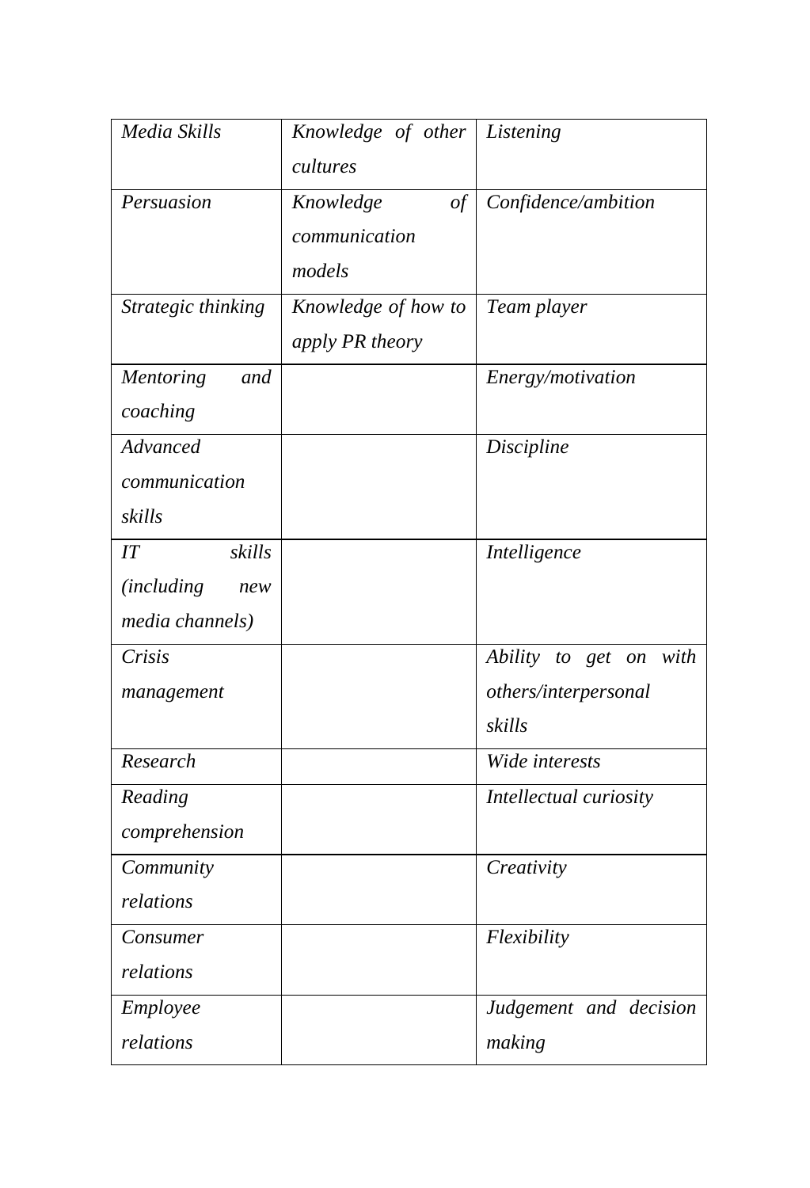| *Media Skills* | *Knowledge of other cultures* | *Listening* |
|---|---|---|
| *Persuasion* | *Knowledge of communication models* | *Confidence/ambition* |
| *Strategic thinking* | *Knowledge of how to apply PR theory* | *Team player* |
| *Mentoring and coaching* | | *Energy/motivation* |
| *Advanced communication skills* | | *Discipline* |
| *IT skills (including new media channels)* | | *Intelligence* |
| *Crisis management* | | *Ability to get on with others/interpersonal skills* |
| *Research* | | *Wide interests* |
| *Reading comprehension* | | *Intellectual curiosity* |
| *Community relations* | | *Creativity* |
| *Consumer relations* | | *Flexibility* |
| *Employee relations* | | *Judgement and decision making* |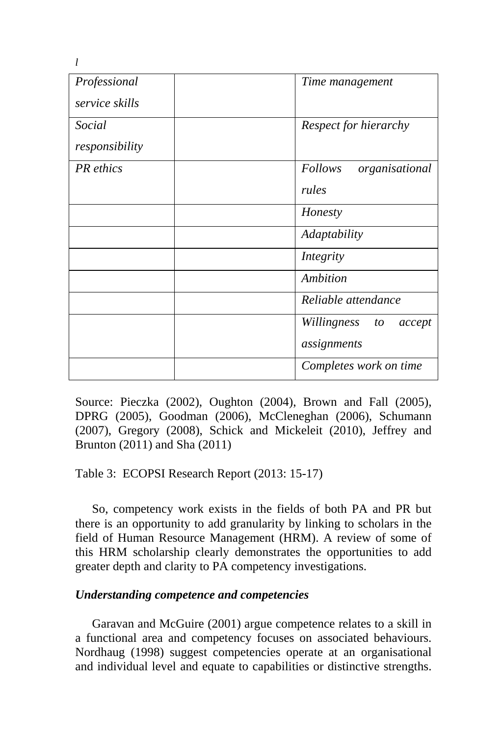*l*

| | | |
|---|---|---|
| *Professional service skills* | | *Time management* |
| *Social responsibility* | | *Respect for hierarchy* |
| *PR ethics* | | *Follows organisational rules* |
| | | *Honesty* |
| | | *Adaptability* |
| | | *Integrity* |
| | | *Ambition* |
| | | *Reliable attendance* |
| | | *Willingness to accept assignments* |
| | | *Completes work on time* |

Source: Pieczka (2002), Oughton (2004), Brown and Fall (2005), DPRG (2005), Goodman (2006), McCleneghan (2006), Schumann (2007), Gregory (2008), Schick and Mickeleit (2010), Jeffrey and Brunton (2011) and Sha (2011)

Table 3: ECOPSI Research Report (2013: 15-17)

So, competency work exists in the fields of both PA and PR but there is an opportunity to add granularity by linking to scholars in the field of Human Resource Management (HRM). A review of some of this HRM scholarship clearly demonstrates the opportunities to add greater depth and clarity to PA competency investigations.

***Understanding competence and competencies***

Garavan and McGuire (2001) argue competence relates to a skill in a functional area and competency focuses on associated behaviours. Nordhaug (1998) suggest competencies operate at an organisational and individual level and equate to capabilities or distinctive strengths.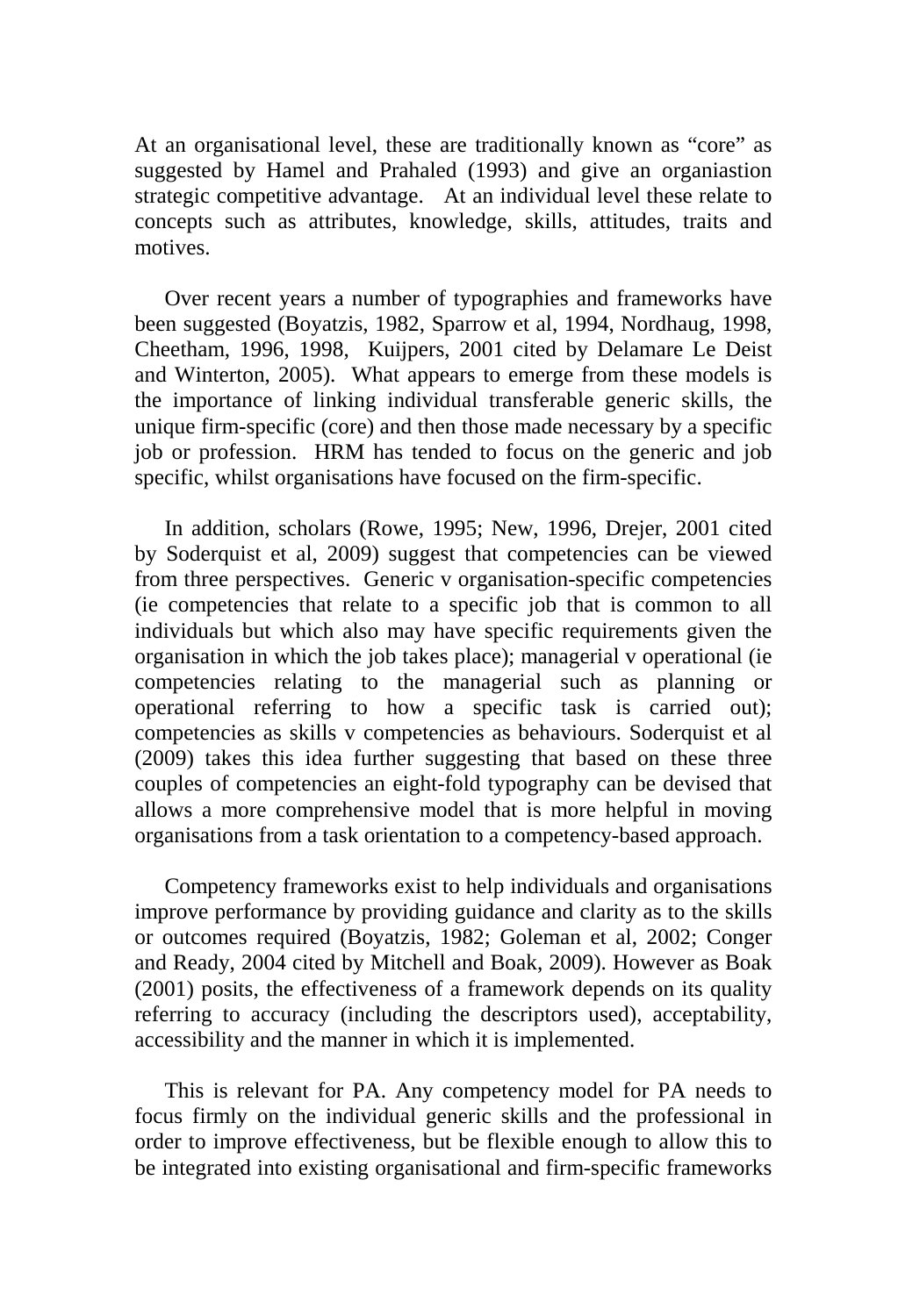At an organisational level, these are traditionally known as "core" as suggested by Hamel and Prahaled (1993) and give an organiastion strategic competitive advantage. At an individual level these relate to concepts such as attributes, knowledge, skills, attitudes, traits and motives.

Over recent years a number of typographies and frameworks have been suggested (Boyatzis, 1982, Sparrow et al, 1994, Nordhaug, 1998, Cheetham, 1996, 1998, Kuijpers, 2001 cited by Delamare Le Deist and Winterton, 2005). What appears to emerge from these models is the importance of linking individual transferable generic skills, the unique firm-specific (core) and then those made necessary by a specific job or profession. HRM has tended to focus on the generic and job specific, whilst organisations have focused on the firm-specific.

In addition, scholars (Rowe, 1995; New, 1996, Drejer, 2001 cited by Soderquist et al, 2009) suggest that competencies can be viewed from three perspectives. Generic v organisation-specific competencies (ie competencies that relate to a specific job that is common to all individuals but which also may have specific requirements given the organisation in which the job takes place); managerial v operational (ie competencies relating to the managerial such as planning or operational referring to how a specific task is carried out); competencies as skills v competencies as behaviours. Soderquist et al (2009) takes this idea further suggesting that based on these three couples of competencies an eight-fold typography can be devised that allows a more comprehensive model that is more helpful in moving organisations from a task orientation to a competency-based approach.

Competency frameworks exist to help individuals and organisations improve performance by providing guidance and clarity as to the skills or outcomes required (Boyatzis, 1982; Goleman et al, 2002; Conger and Ready, 2004 cited by Mitchell and Boak, 2009). However as Boak (2001) posits, the effectiveness of a framework depends on its quality referring to accuracy (including the descriptors used), acceptability, accessibility and the manner in which it is implemented.

This is relevant for PA. Any competency model for PA needs to focus firmly on the individual generic skills and the professional in order to improve effectiveness, but be flexible enough to allow this to be integrated into existing organisational and firm-specific frameworks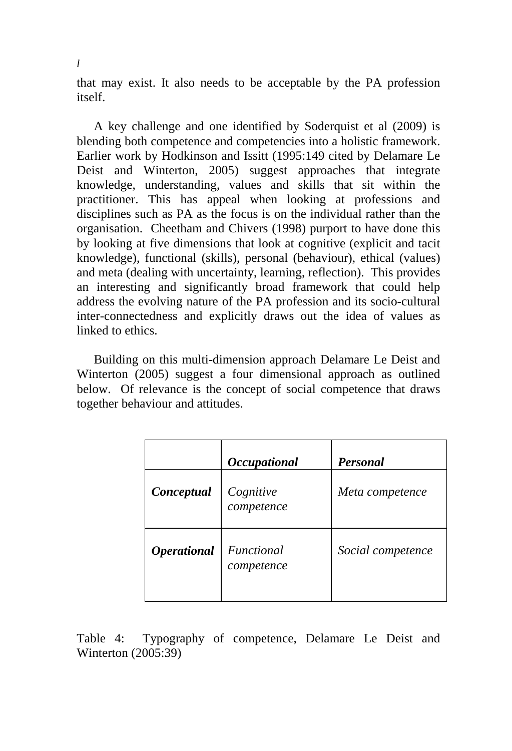that may exist. It also needs to be acceptable by the PA profession itself.

A key challenge and one identified by Soderquist et al (2009) is blending both competence and competencies into a holistic framework. Earlier work by Hodkinson and Issitt (1995:149 cited by Delamare Le Deist and Winterton, 2005) suggest approaches that integrate knowledge, understanding, values and skills that sit within the practitioner. This has appeal when looking at professions and disciplines such as PA as the focus is on the individual rather than the organisation. Cheetham and Chivers (1998) purport to have done this by looking at five dimensions that look at cognitive (explicit and tacit knowledge), functional (skills), personal (behaviour), ethical (values) and meta (dealing with uncertainty, learning, reflection). This provides an interesting and significantly broad framework that could help address the evolving nature of the PA profession and its socio-cultural inter-connectedness and explicitly draws out the idea of values as linked to ethics.

Building on this multi-dimension approach Delamare Le Deist and Winterton (2005) suggest a four dimensional approach as outlined below. Of relevance is the concept of social competence that draws together behaviour and attitudes.

| | ***Occupational*** | ***Personal*** |
|---|---|---|
| ***Conceptual*** | *Cognitive competence* | *Meta competence* |
| ***Operational*** | *Functional competence* | *Social competence* |

Table 4: Typography of competence, Delamare Le Deist and Winterton (2005:39)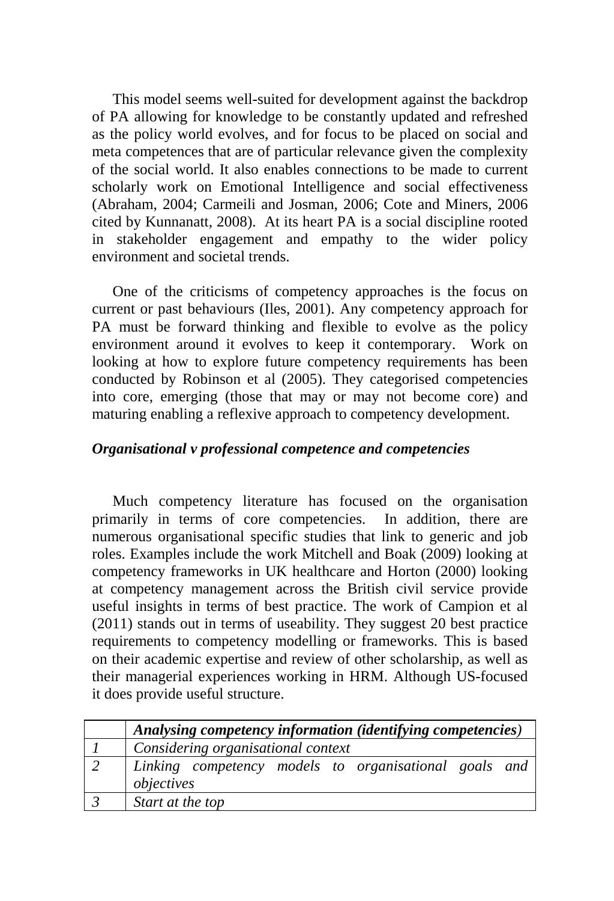This model seems well-suited for development against the backdrop of PA allowing for knowledge to be constantly updated and refreshed as the policy world evolves, and for focus to be placed on social and meta competences that are of particular relevance given the complexity of the social world. It also enables connections to be made to current scholarly work on Emotional Intelligence and social effectiveness (Abraham, 2004; Carmeili and Josman, 2006; Cote and Miners, 2006 cited by Kunnanatt, 2008). At its heart PA is a social discipline rooted in stakeholder engagement and empathy to the wider policy environment and societal trends.

One of the criticisms of competency approaches is the focus on current or past behaviours (Iles, 2001). Any competency approach for PA must be forward thinking and flexible to evolve as the policy environment around it evolves to keep it contemporary. Work on looking at how to explore future competency requirements has been conducted by Robinson et al (2005). They categorised competencies into core, emerging (those that may or may not become core) and maturing enabling a reflexive approach to competency development.

### *Organisational v professional competence and competencies*

Much competency literature has focused on the organisation primarily in terms of core competencies. In addition, there are numerous organisational specific studies that link to generic and job roles. Examples include the work Mitchell and Boak (2009) looking at competency frameworks in UK healthcare and Horton (2000) looking at competency management across the British civil service provide useful insights in terms of best practice. The work of Campion et al (2011) stands out in terms of useability. They suggest 20 best practice requirements to competency modelling or frameworks. This is based on their academic expertise and review of other scholarship, as well as their managerial experiences working in HRM. Although US-focused it does provide useful structure.

| | ***Analysing competency information (identifying competencies)*** |
|---|---|
| *1* | *Considering organisational context* |
| *2* | *Linking competency models to organisational goals and objectives* |
| *3* | *Start at the top* |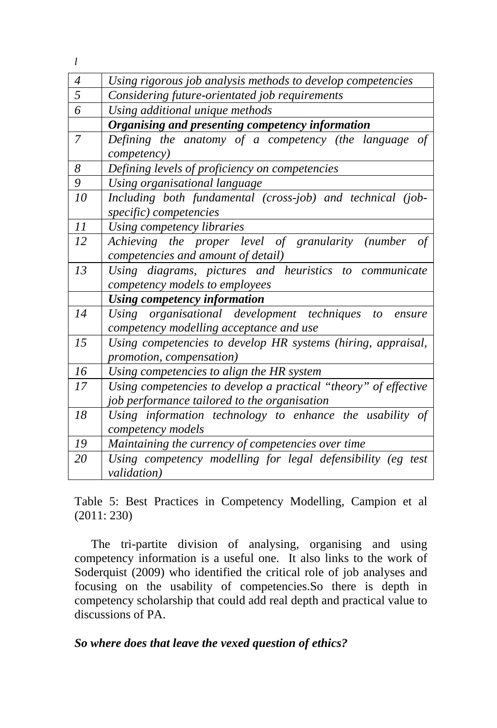*l*

| | |
|---|---|
| *4* | *Using rigorous job analysis methods to develop competencies* |
| *5* | *Considering future-orientated job requirements* |
| *6* | *Using additional unique methods* |
| | ***Organising and presenting competency information*** |
| *7* | *Defining the anatomy of a competency (the language of competency)* |
| *8* | *Defining levels of proficiency on competencies* |
| *9* | *Using organisational language* |
| *10* | *Including both fundamental (cross-job) and technical (job-specific) competencies* |
| *11* | *Using competency libraries* |
| *12* | *Achieving the proper level of granularity (number of competencies and amount of detail)* |
| *13* | *Using diagrams, pictures and heuristics to communicate competency models to employees* |
| | ***Using competency information*** |
| *14* | *Using organisational development techniques to ensure competency modelling acceptance and use* |
| *15* | *Using competencies to develop HR systems (hiring, appraisal, promotion, compensation)* |
| *16* | *Using competencies to align the HR system* |
| *17* | *Using competencies to develop a practical "theory" of effective job performance tailored to the organisation* |
| *18* | *Using information technology to enhance the usability of competency models* |
| *19* | *Maintaining the currency of competencies over time* |
| *20* | *Using competency modelling for legal defensibility (eg test validation)* |

Table 5: Best Practices in Competency Modelling, Campion et al (2011: 230)

The tri-partite division of analysing, organising and using competency information is a useful one. It also links to the work of Soderquist (2009) who identified the critical role of job analyses and focusing on the usability of competencies.So there is depth in competency scholarship that could add real depth and practical value to discussions of PA.

***So where does that leave the vexed question of ethics?***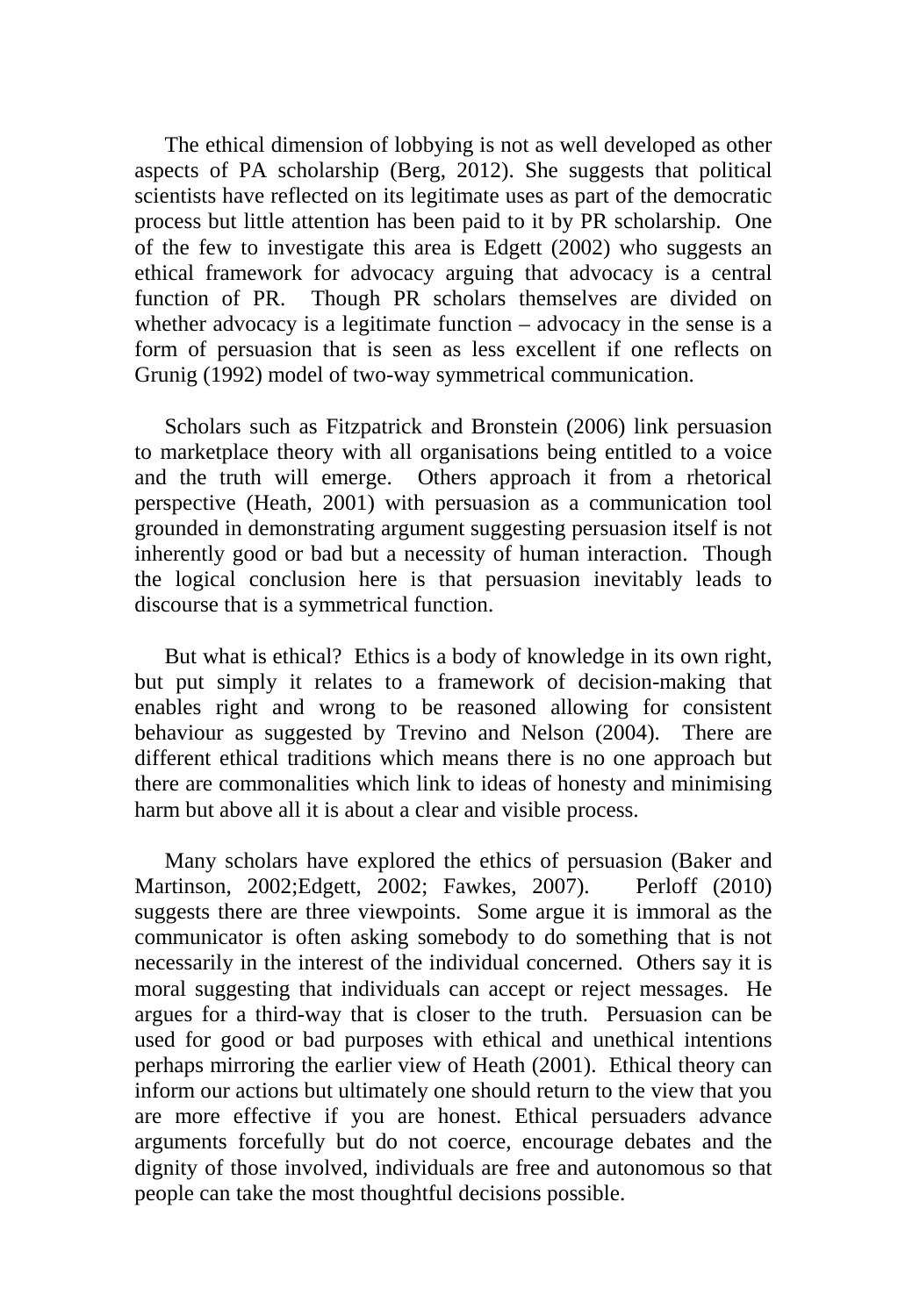The ethical dimension of lobbying is not as well developed as other aspects of PA scholarship (Berg, 2012). She suggests that political scientists have reflected on its legitimate uses as part of the democratic process but little attention has been paid to it by PR scholarship. One of the few to investigate this area is Edgett (2002) who suggests an ethical framework for advocacy arguing that advocacy is a central function of PR. Though PR scholars themselves are divided on whether advocacy is a legitimate function – advocacy in the sense is a form of persuasion that is seen as less excellent if one reflects on Grunig (1992) model of two-way symmetrical communication.

Scholars such as Fitzpatrick and Bronstein (2006) link persuasion to marketplace theory with all organisations being entitled to a voice and the truth will emerge. Others approach it from a rhetorical perspective (Heath, 2001) with persuasion as a communication tool grounded in demonstrating argument suggesting persuasion itself is not inherently good or bad but a necessity of human interaction. Though the logical conclusion here is that persuasion inevitably leads to discourse that is a symmetrical function.

But what is ethical? Ethics is a body of knowledge in its own right, but put simply it relates to a framework of decision-making that enables right and wrong to be reasoned allowing for consistent behaviour as suggested by Trevino and Nelson (2004). There are different ethical traditions which means there is no one approach but there are commonalities which link to ideas of honesty and minimising harm but above all it is about a clear and visible process.

Many scholars have explored the ethics of persuasion (Baker and Martinson, 2002;Edgett, 2002; Fawkes, 2007). Perloff (2010) suggests there are three viewpoints. Some argue it is immoral as the communicator is often asking somebody to do something that is not necessarily in the interest of the individual concerned. Others say it is moral suggesting that individuals can accept or reject messages. He argues for a third-way that is closer to the truth. Persuasion can be used for good or bad purposes with ethical and unethical intentions perhaps mirroring the earlier view of Heath (2001). Ethical theory can inform our actions but ultimately one should return to the view that you are more effective if you are honest. Ethical persuaders advance arguments forcefully but do not coerce, encourage debates and the dignity of those involved, individuals are free and autonomous so that people can take the most thoughtful decisions possible.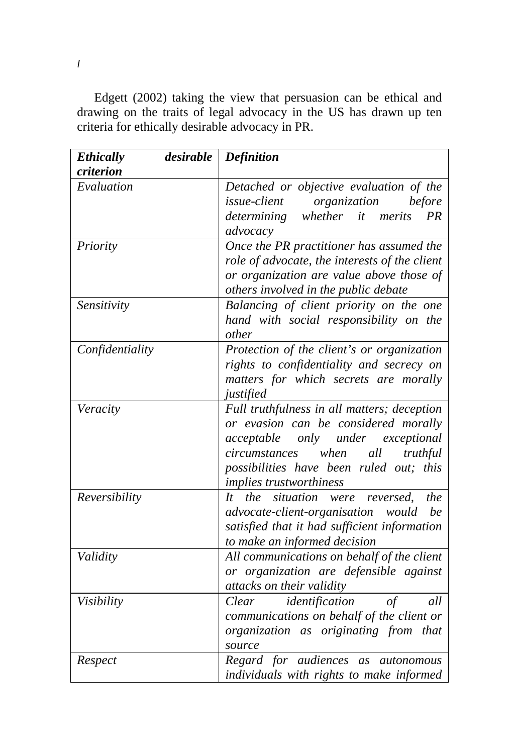*l*

Edgett (2002) taking the view that persuasion can be ethical and drawing on the traits of legal advocacy in the US has drawn up ten criteria for ethically desirable advocacy in PR.

| ***Ethically desirable criterion*** | ***Definition*** |
|---|---|
| *Evaluation* | *Detached or objective evaluation of the issue-client organization before determining whether it merits PR advocacy* |
| *Priority* | *Once the PR practitioner has assumed the role of advocate, the interests of the client or organization are value above those of others involved in the public debate* |
| *Sensitivity* | *Balancing of client priority on the one hand with social responsibility on the other* |
| *Confidentiality* | *Protection of the client's or organization rights to confidentiality and secrecy on matters for which secrets are morally justified* |
| *Veracity* | *Full truthfulness in all matters; deception or evasion can be considered morally acceptable only under exceptional circumstances when all truthful possibilities have been ruled out; this implies trustworthiness* |
| *Reversibility* | *It the situation were reversed, the advocate-client-organisation would be satisfied that it had sufficient information to make an informed decision* |
| *Validity* | *All communications on behalf of the client or organization are defensible against attacks on their validity* |
| *Visibility* | *Clear identification of all communications on behalf of the client or organization as originating from that source* |
| *Respect* | *Regard for audiences as autonomous individuals with rights to make informed* |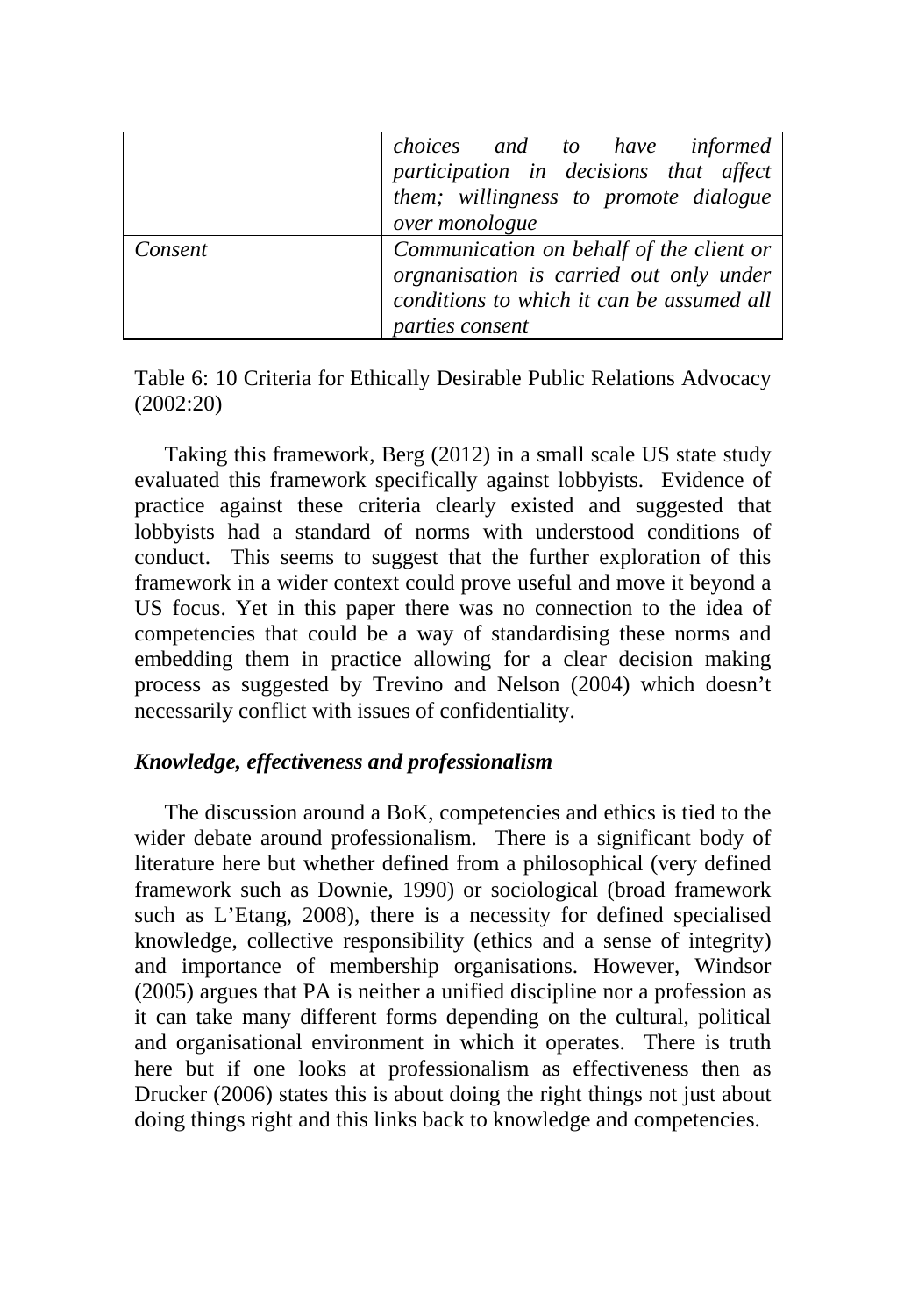| | |
|---|---|
| | *choices and to have informed participation in decisions that affect them; willingness to promote dialogue over monologue* |
| *Consent* | *Communication on behalf of the client or orgnanisation is carried out only under conditions to which it can be assumed all parties consent* |

Table 6: 10 Criteria for Ethically Desirable Public Relations Advocacy (2002:20)

Taking this framework, Berg (2012) in a small scale US state study evaluated this framework specifically against lobbyists. Evidence of practice against these criteria clearly existed and suggested that lobbyists had a standard of norms with understood conditions of conduct. This seems to suggest that the further exploration of this framework in a wider context could prove useful and move it beyond a US focus. Yet in this paper there was no connection to the idea of competencies that could be a way of standardising these norms and embedding them in practice allowing for a clear decision making process as suggested by Trevino and Nelson (2004) which doesn't necessarily conflict with issues of confidentiality.

### *Knowledge, effectiveness and professionalism*

The discussion around a BoK, competencies and ethics is tied to the wider debate around professionalism. There is a significant body of literature here but whether defined from a philosophical (very defined framework such as Downie, 1990) or sociological (broad framework such as L'Etang, 2008), there is a necessity for defined specialised knowledge, collective responsibility (ethics and a sense of integrity) and importance of membership organisations. However, Windsor (2005) argues that PA is neither a unified discipline nor a profession as it can take many different forms depending on the cultural, political and organisational environment in which it operates. There is truth here but if one looks at professionalism as effectiveness then as Drucker (2006) states this is about doing the right things not just about doing things right and this links back to knowledge and competencies.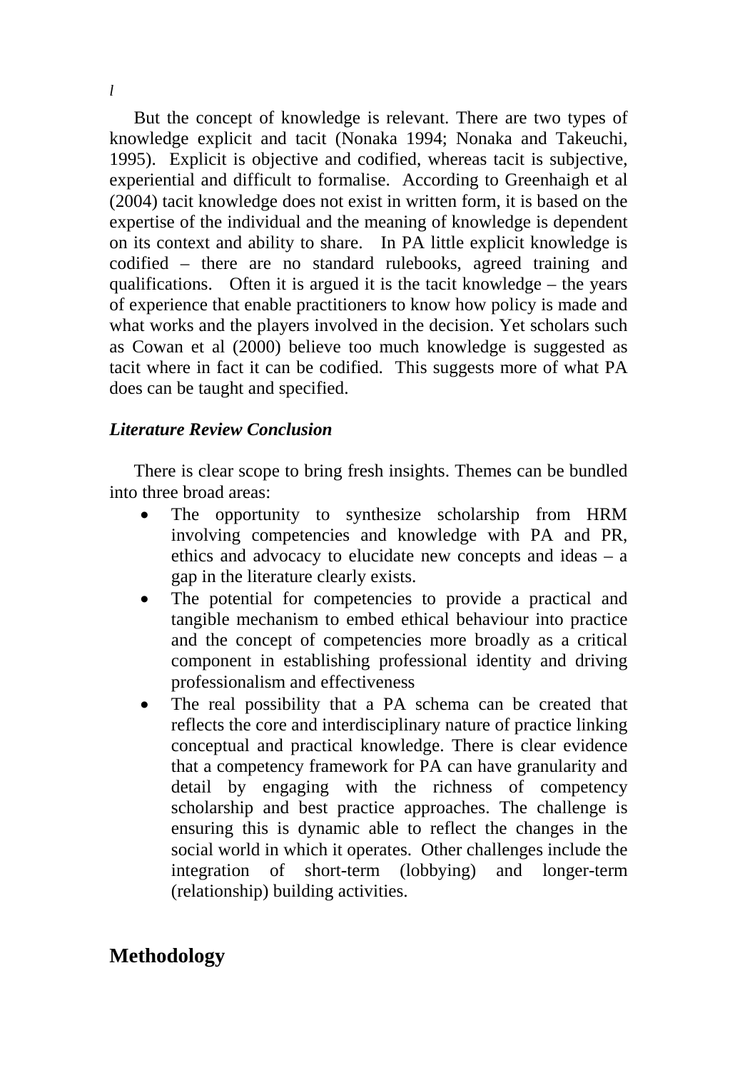*l*

But the concept of knowledge is relevant. There are two types of knowledge explicit and tacit (Nonaka 1994; Nonaka and Takeuchi, 1995). Explicit is objective and codified, whereas tacit is subjective, experiential and difficult to formalise. According to Greenhaigh et al (2004) tacit knowledge does not exist in written form, it is based on the expertise of the individual and the meaning of knowledge is dependent on its context and ability to share. In PA little explicit knowledge is codified – there are no standard rulebooks, agreed training and qualifications. Often it is argued it is the tacit knowledge – the years of experience that enable practitioners to know how policy is made and what works and the players involved in the decision. Yet scholars such as Cowan et al (2000) believe too much knowledge is suggested as tacit where in fact it can be codified. This suggests more of what PA does can be taught and specified.

### *Literature Review Conclusion*

There is clear scope to bring fresh insights. Themes can be bundled into three broad areas:

- The opportunity to synthesize scholarship from HRM involving competencies and knowledge with PA and PR, ethics and advocacy to elucidate new concepts and ideas – a gap in the literature clearly exists.
- The potential for competencies to provide a practical and tangible mechanism to embed ethical behaviour into practice and the concept of competencies more broadly as a critical component in establishing professional identity and driving professionalism and effectiveness
- The real possibility that a PA schema can be created that reflects the core and interdisciplinary nature of practice linking conceptual and practical knowledge. There is clear evidence that a competency framework for PA can have granularity and detail by engaging with the richness of competency scholarship and best practice approaches. The challenge is ensuring this is dynamic able to reflect the changes in the social world in which it operates. Other challenges include the integration of short-term (lobbying) and longer-term (relationship) building activities.

## Methodology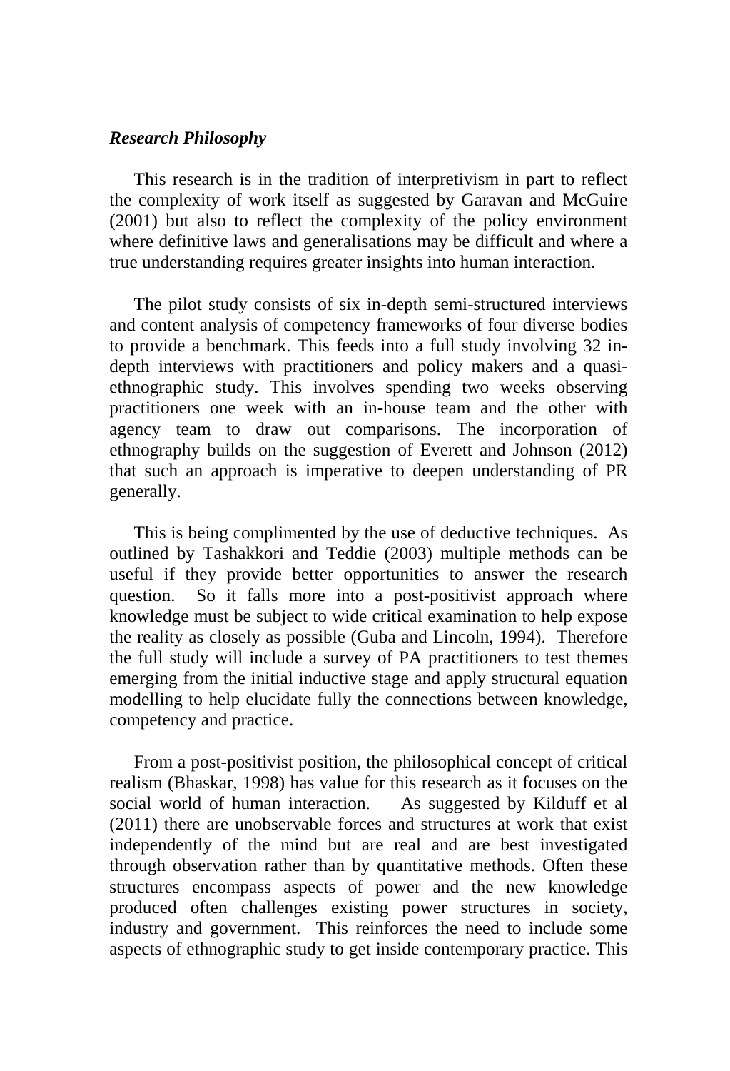### *Research Philosophy*

This research is in the tradition of interpretivism in part to reflect the complexity of work itself as suggested by Garavan and McGuire (2001) but also to reflect the complexity of the policy environment where definitive laws and generalisations may be difficult and where a true understanding requires greater insights into human interaction.

The pilot study consists of six in-depth semi-structured interviews and content analysis of competency frameworks of four diverse bodies to provide a benchmark. This feeds into a full study involving 32 in-depth interviews with practitioners and policy makers and a quasi-ethnographic study. This involves spending two weeks observing practitioners one week with an in-house team and the other with agency team to draw out comparisons. The incorporation of ethnography builds on the suggestion of Everett and Johnson (2012) that such an approach is imperative to deepen understanding of PR generally.

This is being complimented by the use of deductive techniques. As outlined by Tashakkori and Teddie (2003) multiple methods can be useful if they provide better opportunities to answer the research question. So it falls more into a post-positivist approach where knowledge must be subject to wide critical examination to help expose the reality as closely as possible (Guba and Lincoln, 1994). Therefore the full study will include a survey of PA practitioners to test themes emerging from the initial inductive stage and apply structural equation modelling to help elucidate fully the connections between knowledge, competency and practice.

From a post-positivist position, the philosophical concept of critical realism (Bhaskar, 1998) has value for this research as it focuses on the social world of human interaction. As suggested by Kilduff et al (2011) there are unobservable forces and structures at work that exist independently of the mind but are real and are best investigated through observation rather than by quantitative methods. Often these structures encompass aspects of power and the new knowledge produced often challenges existing power structures in society, industry and government. This reinforces the need to include some aspects of ethnographic study to get inside contemporary practice. This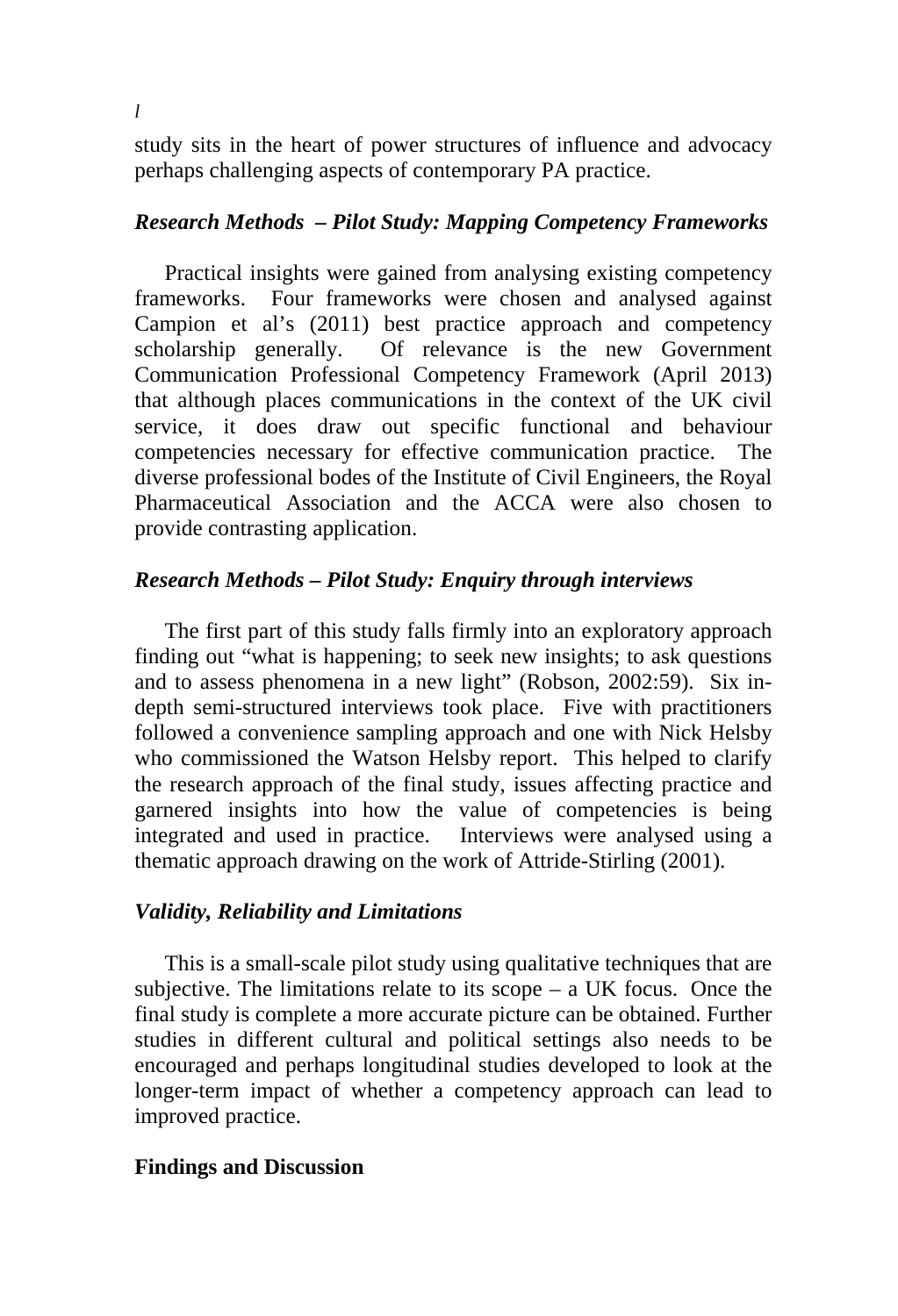study sits in the heart of power structures of influence and advocacy perhaps challenging aspects of contemporary PA practice.

### *Research Methods – Pilot Study: Mapping Competency Frameworks*

Practical insights were gained from analysing existing competency frameworks. Four frameworks were chosen and analysed against Campion et al's (2011) best practice approach and competency scholarship generally. Of relevance is the new Government Communication Professional Competency Framework (April 2013) that although places communications in the context of the UK civil service, it does draw out specific functional and behaviour competencies necessary for effective communication practice. The diverse professional bodes of the Institute of Civil Engineers, the Royal Pharmaceutical Association and the ACCA were also chosen to provide contrasting application.

### *Research Methods – Pilot Study: Enquiry through interviews*

The first part of this study falls firmly into an exploratory approach finding out "what is happening; to seek new insights; to ask questions and to assess phenomena in a new light" (Robson, 2002:59). Six in-depth semi-structured interviews took place. Five with practitioners followed a convenience sampling approach and one with Nick Helsby who commissioned the Watson Helsby report. This helped to clarify the research approach of the final study, issues affecting practice and garnered insights into how the value of competencies is being integrated and used in practice. Interviews were analysed using a thematic approach drawing on the work of Attride-Stirling (2001).

### *Validity, Reliability and Limitations*

This is a small-scale pilot study using qualitative techniques that are subjective. The limitations relate to its scope – a UK focus. Once the final study is complete a more accurate picture can be obtained. Further studies in different cultural and political settings also needs to be encouraged and perhaps longitudinal studies developed to look at the longer-term impact of whether a competency approach can lead to improved practice.

## Findings and Discussion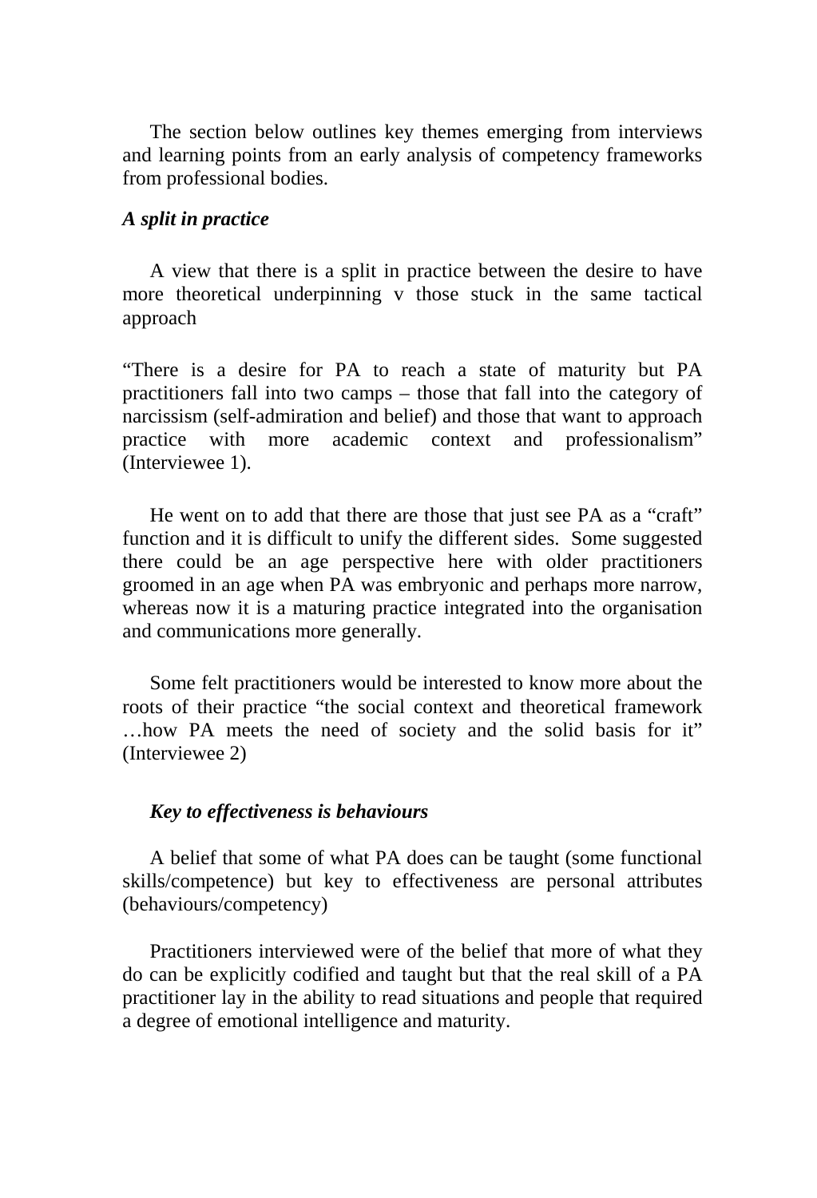The section below outlines key themes emerging from interviews and learning points from an early analysis of competency frameworks from professional bodies.

***A split in practice***

A view that there is a split in practice between the desire to have more theoretical underpinning v those stuck in the same tactical approach

"There is a desire for PA to reach a state of maturity but PA practitioners fall into two camps – those that fall into the category of narcissism (self-admiration and belief) and those that want to approach practice with more academic context and professionalism" (Interviewee 1).

He went on to add that there are those that just see PA as a "craft" function and it is difficult to unify the different sides. Some suggested there could be an age perspective here with older practitioners groomed in an age when PA was embryonic and perhaps more narrow, whereas now it is a maturing practice integrated into the organisation and communications more generally.

Some felt practitioners would be interested to know more about the roots of their practice "the social context and theoretical framework …how PA meets the need of society and the solid basis for it" (Interviewee 2)

***Key to effectiveness is behaviours***

A belief that some of what PA does can be taught (some functional skills/competence) but key to effectiveness are personal attributes (behaviours/competency)

Practitioners interviewed were of the belief that more of what they do can be explicitly codified and taught but that the real skill of a PA practitioner lay in the ability to read situations and people that required a degree of emotional intelligence and maturity.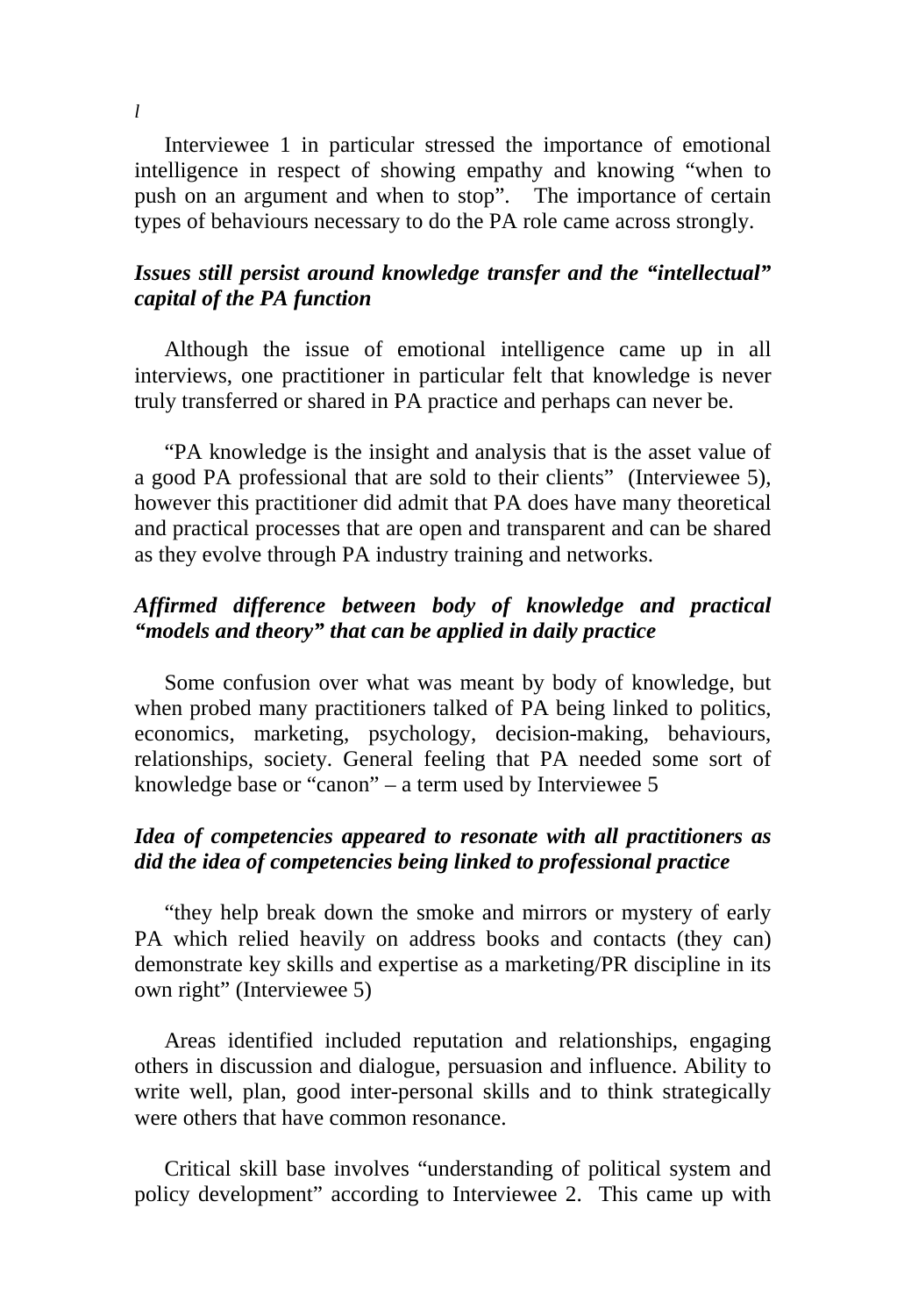*l*

Interviewee 1 in particular stressed the importance of emotional intelligence in respect of showing empathy and knowing "when to push on an argument and when to stop". The importance of certain types of behaviours necessary to do the PA role came across strongly.

***Issues still persist around knowledge transfer and the "intellectual" capital of the PA function***

Although the issue of emotional intelligence came up in all interviews, one practitioner in particular felt that knowledge is never truly transferred or shared in PA practice and perhaps can never be.

"PA knowledge is the insight and analysis that is the asset value of a good PA professional that are sold to their clients" (Interviewee 5), however this practitioner did admit that PA does have many theoretical and practical processes that are open and transparent and can be shared as they evolve through PA industry training and networks.

***Affirmed difference between body of knowledge and practical "models and theory" that can be applied in daily practice***

Some confusion over what was meant by body of knowledge, but when probed many practitioners talked of PA being linked to politics, economics, marketing, psychology, decision-making, behaviours, relationships, society. General feeling that PA needed some sort of knowledge base or "canon" – a term used by Interviewee 5

***Idea of competencies appeared to resonate with all practitioners as did the idea of competencies being linked to professional practice***

"they help break down the smoke and mirrors or mystery of early PA which relied heavily on address books and contacts (they can) demonstrate key skills and expertise as a marketing/PR discipline in its own right" (Interviewee 5)

Areas identified included reputation and relationships, engaging others in discussion and dialogue, persuasion and influence. Ability to write well, plan, good inter-personal skills and to think strategically were others that have common resonance.

Critical skill base involves "understanding of political system and policy development" according to Interviewee 2. This came up with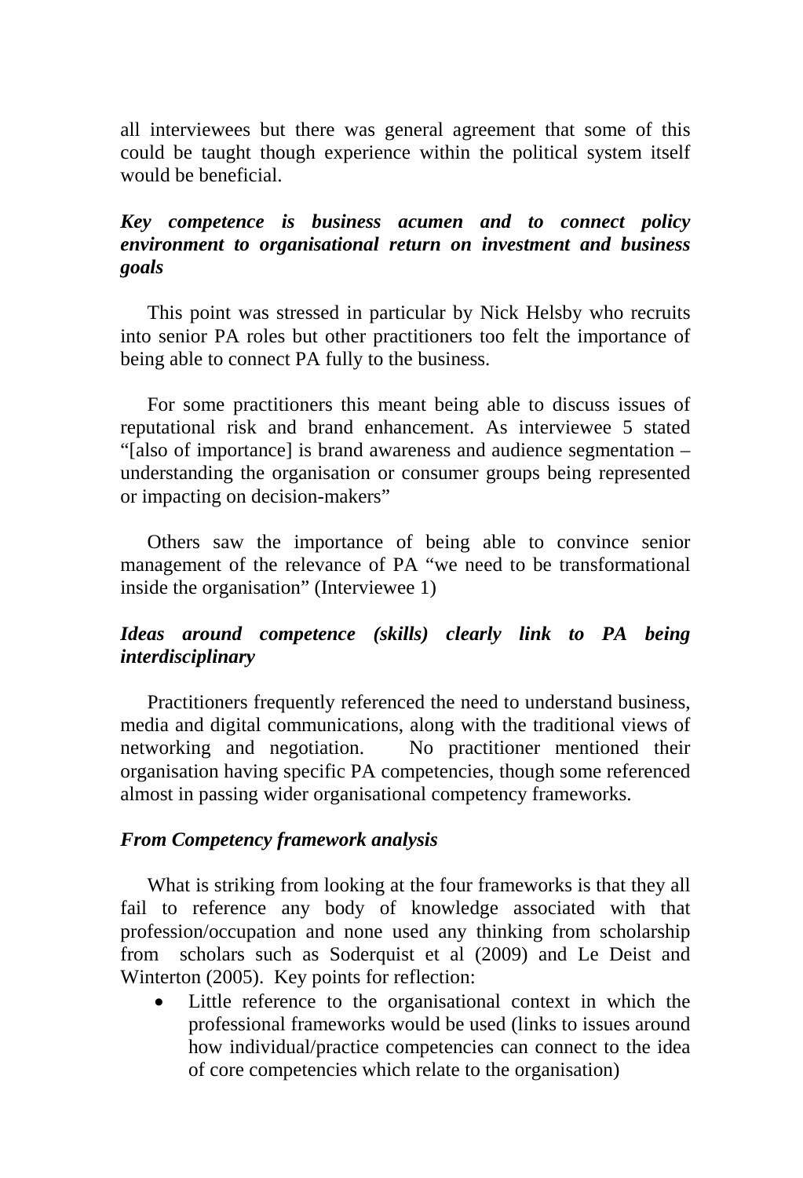all interviewees but there was general agreement that some of this could be taught though experience within the political system itself would be beneficial.

***Key competence is business acumen and to connect policy environment to organisational return on investment and business goals***

This point was stressed in particular by Nick Helsby who recruits into senior PA roles but other practitioners too felt the importance of being able to connect PA fully to the business.

For some practitioners this meant being able to discuss issues of reputational risk and brand enhancement. As interviewee 5 stated "[also of importance] is brand awareness and audience segmentation – understanding the organisation or consumer groups being represented or impacting on decision-makers"

Others saw the importance of being able to convince senior management of the relevance of PA "we need to be transformational inside the organisation" (Interviewee 1)

***Ideas around competence (skills) clearly link to PA being interdisciplinary***

Practitioners frequently referenced the need to understand business, media and digital communications, along with the traditional views of networking and negotiation. No practitioner mentioned their organisation having specific PA competencies, though some referenced almost in passing wider organisational competency frameworks.

***From Competency framework analysis***

What is striking from looking at the four frameworks is that they all fail to reference any body of knowledge associated with that profession/occupation and none used any thinking from scholarship from scholars such as Soderquist et al (2009) and Le Deist and Winterton (2005). Key points for reflection:

- Little reference to the organisational context in which the professional frameworks would be used (links to issues around how individual/practice competencies can connect to the idea of core competencies which relate to the organisation)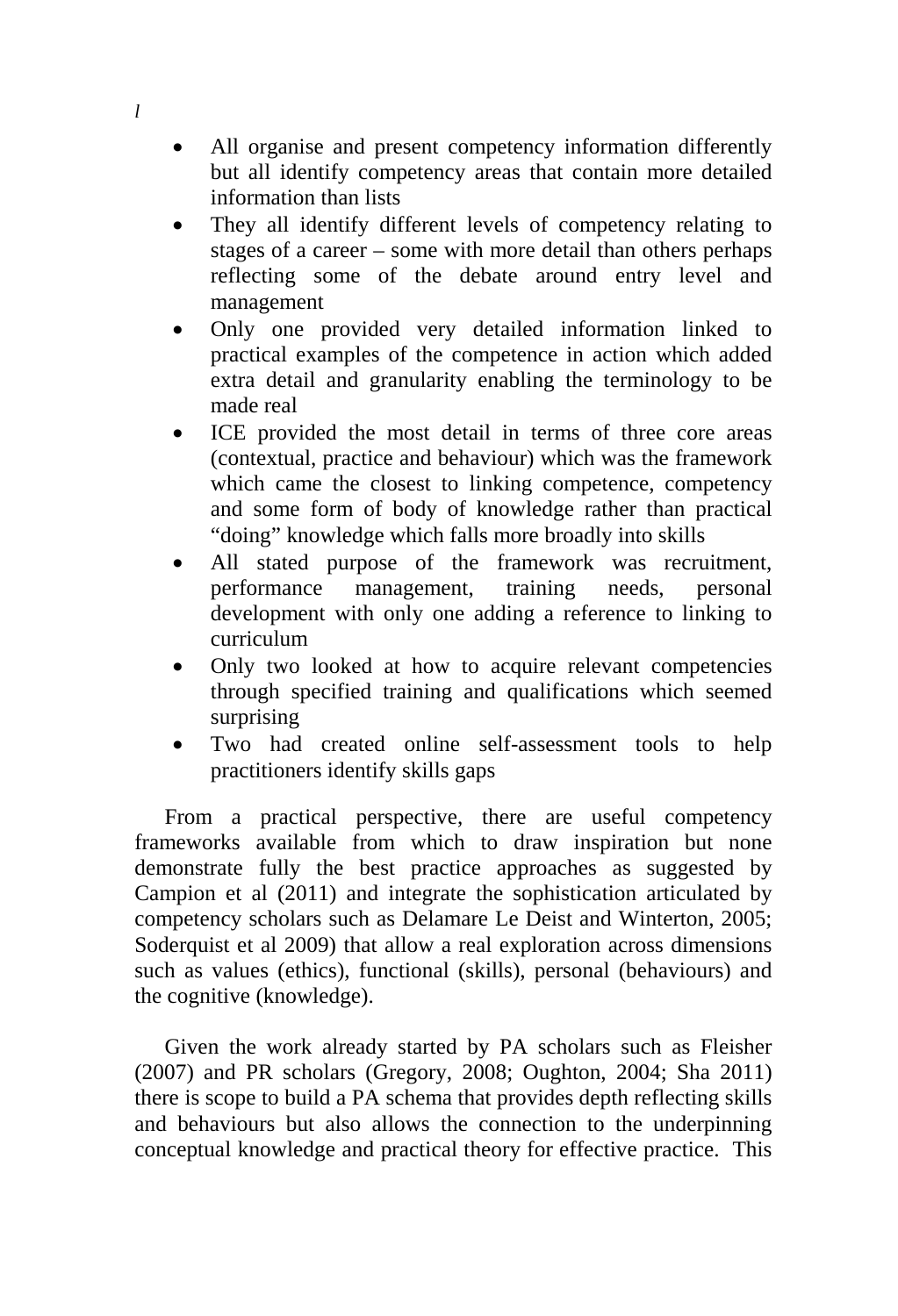*l*

- All organise and present competency information differently but all identify competency areas that contain more detailed information than lists
- They all identify different levels of competency relating to stages of a career – some with more detail than others perhaps reflecting some of the debate around entry level and management
- Only one provided very detailed information linked to practical examples of the competence in action which added extra detail and granularity enabling the terminology to be made real
- ICE provided the most detail in terms of three core areas (contextual, practice and behaviour) which was the framework which came the closest to linking competence, competency and some form of body of knowledge rather than practical "doing" knowledge which falls more broadly into skills
- All stated purpose of the framework was recruitment, performance management, training needs, personal development with only one adding a reference to linking to curriculum
- Only two looked at how to acquire relevant competencies through specified training and qualifications which seemed surprising
- Two had created online self-assessment tools to help practitioners identify skills gaps

From a practical perspective, there are useful competency frameworks available from which to draw inspiration but none demonstrate fully the best practice approaches as suggested by Campion et al (2011) and integrate the sophistication articulated by competency scholars such as Delamare Le Deist and Winterton, 2005; Soderquist et al 2009) that allow a real exploration across dimensions such as values (ethics), functional (skills), personal (behaviours) and the cognitive (knowledge).

Given the work already started by PA scholars such as Fleisher (2007) and PR scholars (Gregory, 2008; Oughton, 2004; Sha 2011) there is scope to build a PA schema that provides depth reflecting skills and behaviours but also allows the connection to the underpinning conceptual knowledge and practical theory for effective practice. This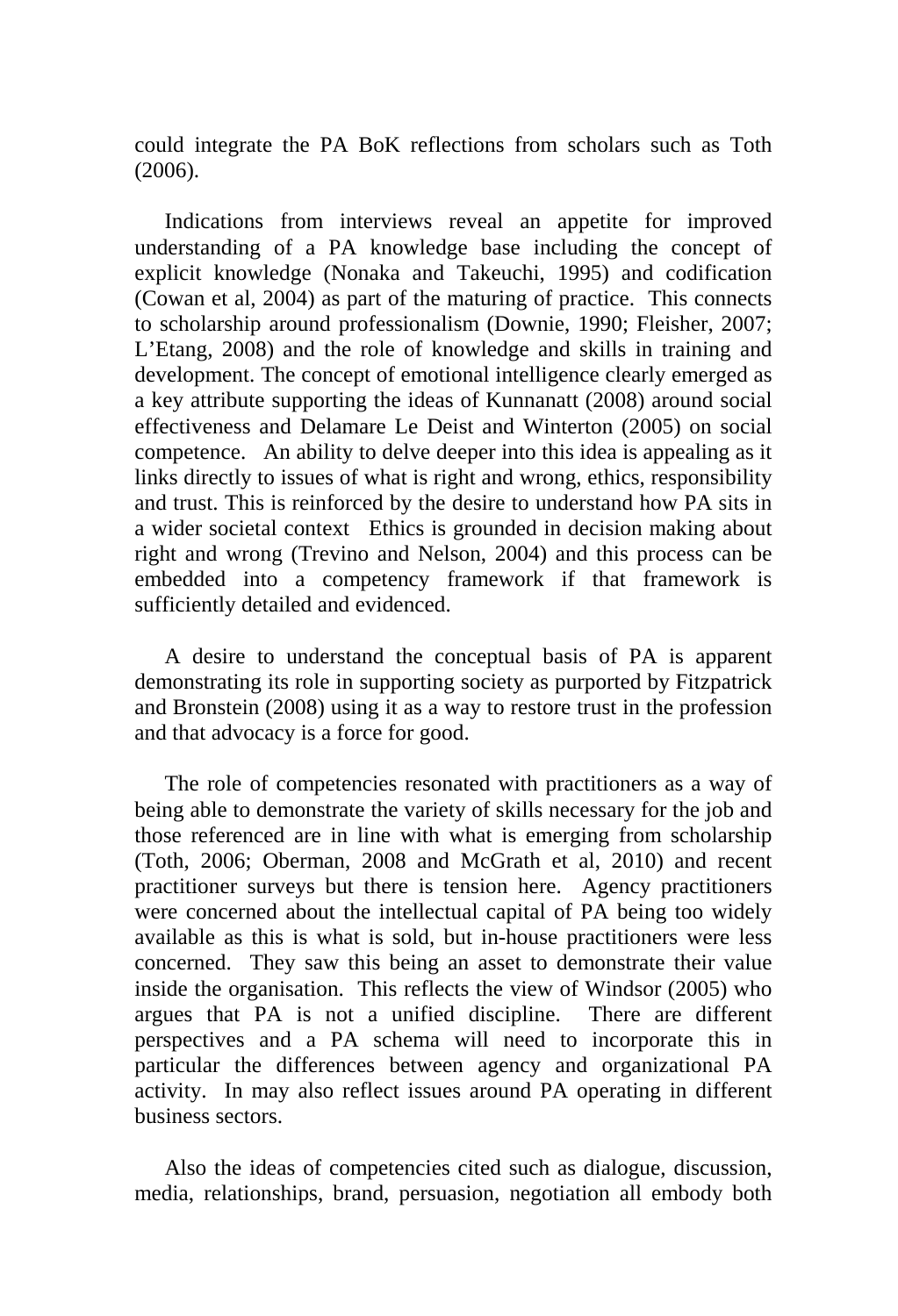could integrate the PA BoK reflections from scholars such as Toth (2006).

Indications from interviews reveal an appetite for improved understanding of a PA knowledge base including the concept of explicit knowledge (Nonaka and Takeuchi, 1995) and codification (Cowan et al, 2004) as part of the maturing of practice. This connects to scholarship around professionalism (Downie, 1990; Fleisher, 2007; L'Etang, 2008) and the role of knowledge and skills in training and development. The concept of emotional intelligence clearly emerged as a key attribute supporting the ideas of Kunnanatt (2008) around social effectiveness and Delamare Le Deist and Winterton (2005) on social competence. An ability to delve deeper into this idea is appealing as it links directly to issues of what is right and wrong, ethics, responsibility and trust. This is reinforced by the desire to understand how PA sits in a wider societal context Ethics is grounded in decision making about right and wrong (Trevino and Nelson, 2004) and this process can be embedded into a competency framework if that framework is sufficiently detailed and evidenced.

A desire to understand the conceptual basis of PA is apparent demonstrating its role in supporting society as purported by Fitzpatrick and Bronstein (2008) using it as a way to restore trust in the profession and that advocacy is a force for good.

The role of competencies resonated with practitioners as a way of being able to demonstrate the variety of skills necessary for the job and those referenced are in line with what is emerging from scholarship (Toth, 2006; Oberman, 2008 and McGrath et al, 2010) and recent practitioner surveys but there is tension here. Agency practitioners were concerned about the intellectual capital of PA being too widely available as this is what is sold, but in-house practitioners were less concerned. They saw this being an asset to demonstrate their value inside the organisation. This reflects the view of Windsor (2005) who argues that PA is not a unified discipline. There are different perspectives and a PA schema will need to incorporate this in particular the differences between agency and organizational PA activity. In may also reflect issues around PA operating in different business sectors.

Also the ideas of competencies cited such as dialogue, discussion, media, relationships, brand, persuasion, negotiation all embody both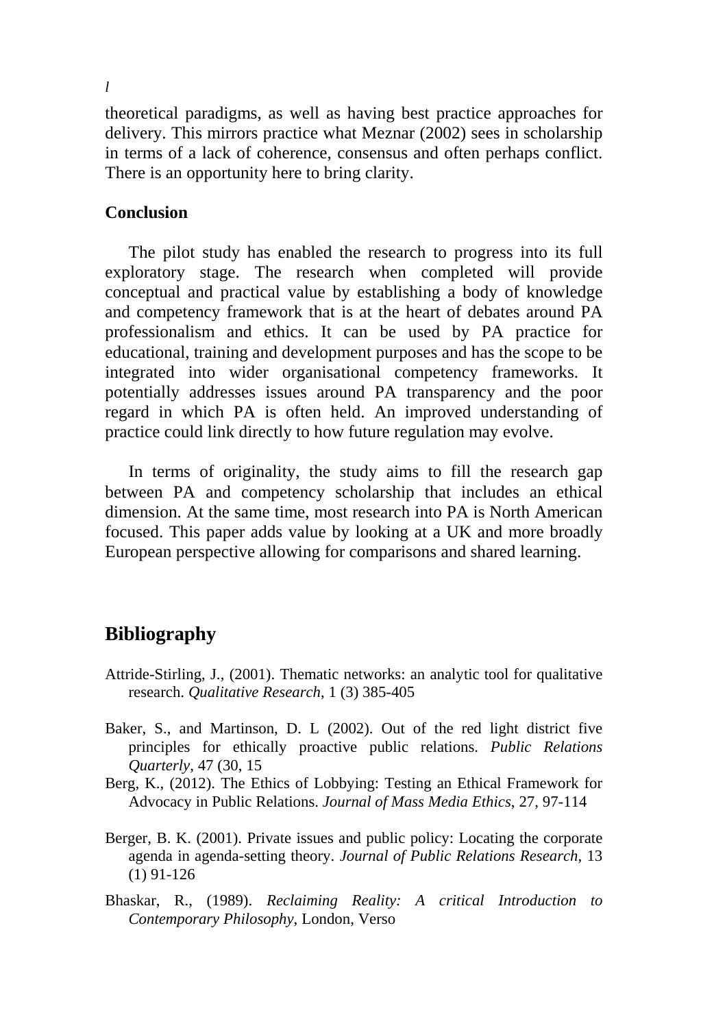theoretical paradigms, as well as having best practice approaches for delivery. This mirrors practice what Meznar (2002) sees in scholarship in terms of a lack of coherence, consensus and often perhaps conflict. There is an opportunity here to bring clarity.

**Conclusion**

The pilot study has enabled the research to progress into its full exploratory stage. The research when completed will provide conceptual and practical value by establishing a body of knowledge and competency framework that is at the heart of debates around PA professionalism and ethics. It can be used by PA practice for educational, training and development purposes and has the scope to be integrated into wider organisational competency frameworks. It potentially addresses issues around PA transparency and the poor regard in which PA is often held. An improved understanding of practice could link directly to how future regulation may evolve.

In terms of originality, the study aims to fill the research gap between PA and competency scholarship that includes an ethical dimension. At the same time, most research into PA is North American focused. This paper adds value by looking at a UK and more broadly European perspective allowing for comparisons and shared learning.

## Bibliography

Attride-Stirling, J., (2001). Thematic networks: an analytic tool for qualitative research. *Qualitative Research*, 1 (3) 385-405

Baker, S., and Martinson, D. L (2002). Out of the red light district five principles for ethically proactive public relations. *Public Relations Quarterly*, 47 (30, 15

Berg, K., (2012). The Ethics of Lobbying: Testing an Ethical Framework for Advocacy in Public Relations. *Journal of Mass Media Ethics*, 27, 97-114

Berger, B. K. (2001). Private issues and public policy: Locating the corporate agenda in agenda-setting theory. *Journal of Public Relations Research*, 13 (1) 91-126

Bhaskar, R., (1989). *Reclaiming Reality: A critical Introduction to Contemporary Philosophy*, London, Verso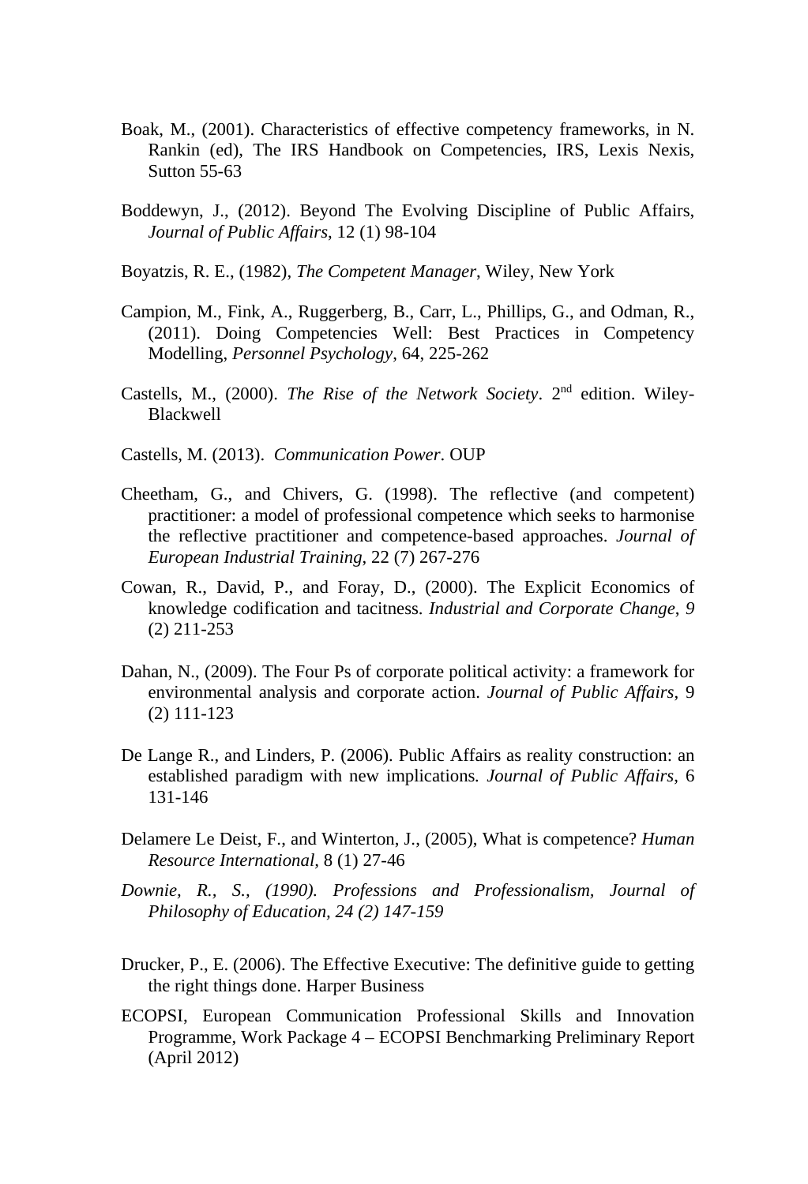Boak, M., (2001). Characteristics of effective competency frameworks, in N. Rankin (ed), The IRS Handbook on Competencies, IRS, Lexis Nexis, Sutton 55-63

Boddewyn, J., (2012). Beyond The Evolving Discipline of Public Affairs, *Journal of Public Affairs*, 12 (1) 98-104

Boyatzis, R. E., (1982), *The Competent Manager*, Wiley, New York

Campion, M., Fink, A., Ruggerberg, B., Carr, L., Phillips, G., and Odman, R., (2011). Doing Competencies Well: Best Practices in Competency Modelling, *Personnel Psychology*, 64, 225-262

Castells, M., (2000). *The Rise of the Network Society*. 2nd edition. Wiley-Blackwell

Castells, M. (2013). *Communication Power*. OUP

Cheetham, G., and Chivers, G. (1998). The reflective (and competent) practitioner: a model of professional competence which seeks to harmonise the reflective practitioner and competence-based approaches. *Journal of European Industrial Training*, 22 (7) 267-276

Cowan, R., David, P., and Foray, D., (2000). The Explicit Economics of knowledge codification and tacitness. *Industrial and Corporate Change*, *9* (2) 211-253

Dahan, N., (2009). The Four Ps of corporate political activity: a framework for environmental analysis and corporate action. *Journal of Public Affairs*, 9 (2) 111-123

De Lange R., and Linders, P. (2006). Public Affairs as reality construction: an established paradigm with new implications. *Journal of Public Affairs*, 6 131-146

Delamere Le Deist, F., and Winterton, J., (2005), What is competence? *Human Resource International*, 8 (1) 27-46

*Downie, R., S., (1990). Professions and Professionalism, Journal of Philosophy of Education, 24 (2) 147-159*

Drucker, P., E. (2006). The Effective Executive: The definitive guide to getting the right things done. Harper Business

ECOPSI, European Communication Professional Skills and Innovation Programme, Work Package 4 – ECOPSI Benchmarking Preliminary Report (April 2012)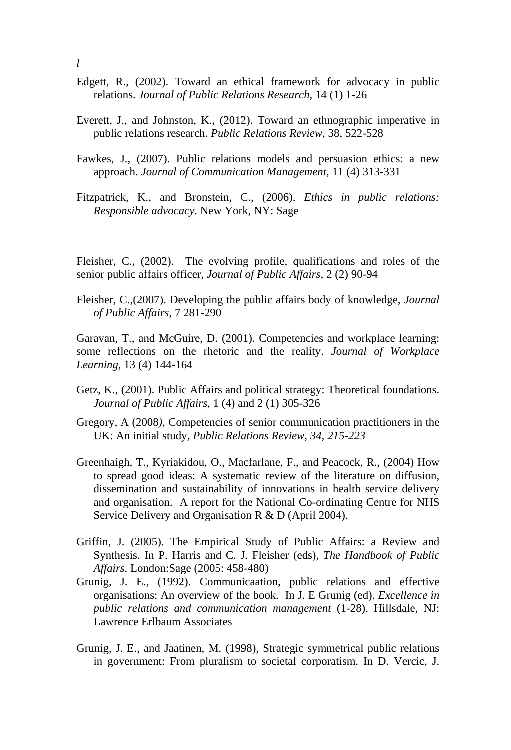*l*

Edgett, R., (2002). Toward an ethical framework for advocacy in public relations. *Journal of Public Relations Research*, 14 (1) 1-26

Everett, J., and Johnston, K., (2012). Toward an ethnographic imperative in public relations research. *Public Relations Review*, 38, 522-528

Fawkes, J., (2007). Public relations models and persuasion ethics: a new approach. *Journal of Communication Management*, 11 (4) 313-331

Fitzpatrick, K., and Bronstein, C., (2006). *Ethics in public relations: Responsible advocacy*. New York, NY: Sage

Fleisher, C., (2002). The evolving profile, qualifications and roles of the senior public affairs officer, *Journal of Public Affairs*, 2 (2) 90-94

Fleisher, C.,(2007). Developing the public affairs body of knowledge, *Journal of Public Affairs*, 7 281-290

Garavan, T., and McGuire, D. (2001). Competencies and workplace learning: some reflections on the rhetoric and the reality. *Journal of Workplace Learning*, 13 (4) 144-164

Getz, K., (2001). Public Affairs and political strategy: Theoretical foundations. *Journal of Public Affairs*, 1 (4) and 2 (1) 305-326

Gregory, A (2008*)*, Competencies of senior communication practitioners in the UK: An initial study*, Public Relations Review, 34, 215-223*

Greenhaigh, T., Kyriakidou, O., Macfarlane, F., and Peacock, R., (2004) How to spread good ideas: A systematic review of the literature on diffusion, dissemination and sustainability of innovations in health service delivery and organisation. A report for the National Co-ordinating Centre for NHS Service Delivery and Organisation R & D (April 2004).

Griffin, J. (2005). The Empirical Study of Public Affairs: a Review and Synthesis. In P. Harris and C. J. Fleisher (eds), *The Handbook of Public Affairs*. London:Sage (2005: 458-480)

Grunig, J. E., (1992). Communicaation, public relations and effective organisations: An overview of the book. In J. E Grunig (ed). *Excellence in public relations and communication management* (1-28). Hillsdale, NJ: Lawrence Erlbaum Associates

Grunig, J. E., and Jaatinen, M. (1998), Strategic symmetrical public relations in government: From pluralism to societal corporatism. In D. Vercic, J.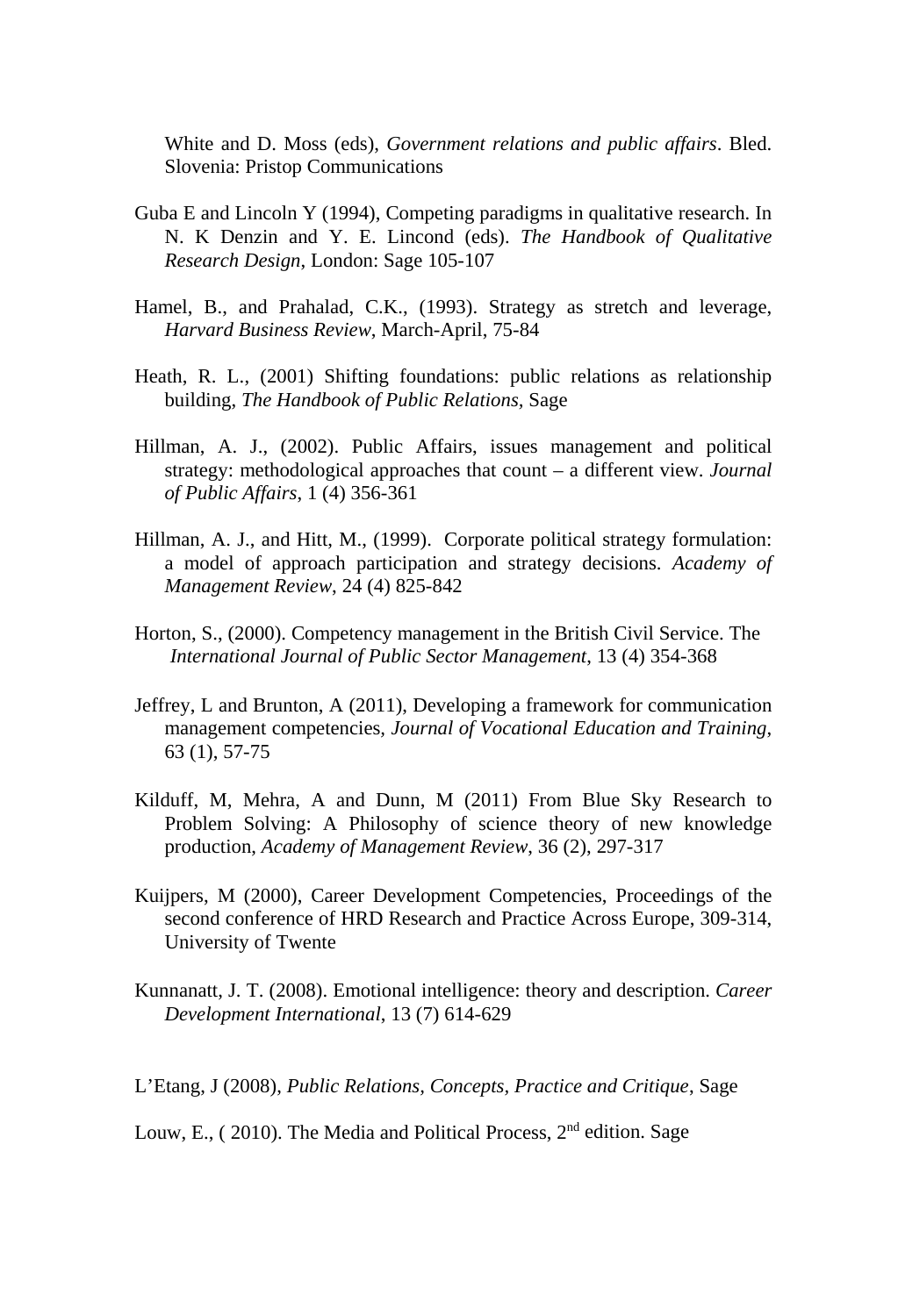White and D. Moss (eds), *Government relations and public affairs*. Bled. Slovenia: Pristop Communications

Guba E and Lincoln Y (1994), Competing paradigms in qualitative research. In N. K Denzin and Y. E. Lincond (eds). *The Handbook of Qualitative Research Design*, London: Sage 105-107

Hamel, B., and Prahalad, C.K., (1993). Strategy as stretch and leverage, *Harvard Business Review*, March-April, 75-84

Heath, R. L., (2001) Shifting foundations: public relations as relationship building, *The Handbook of Public Relations*, Sage

Hillman, A. J., (2002). Public Affairs, issues management and political strategy: methodological approaches that count – a different view. *Journal of Public Affairs*, 1 (4) 356-361

Hillman, A. J., and Hitt, M., (1999). Corporate political strategy formulation: a model of approach participation and strategy decisions. *Academy of Management Review*, 24 (4) 825-842

Horton, S., (2000). Competency management in the British Civil Service. The *International Journal of Public Sector Management*, 13 (4) 354-368

Jeffrey, L and Brunton, A (2011), Developing a framework for communication management competencies, *Journal of Vocational Education and Training*, 63 (1), 57-75

Kilduff, M, Mehra, A and Dunn, M (2011) From Blue Sky Research to Problem Solving: A Philosophy of science theory of new knowledge production, *Academy of Management Review*, 36 (2), 297-317

Kuijpers, M (2000), Career Development Competencies, Proceedings of the second conference of HRD Research and Practice Across Europe, 309-314, University of Twente

Kunnanatt, J. T. (2008). Emotional intelligence: theory and description. *Career Development International*, 13 (7) 614-629

L'Etang, J (2008), *Public Relations, Concepts, Practice and Critique*, Sage

Louw, E., ( 2010). The Media and Political Process, 2nd edition. Sage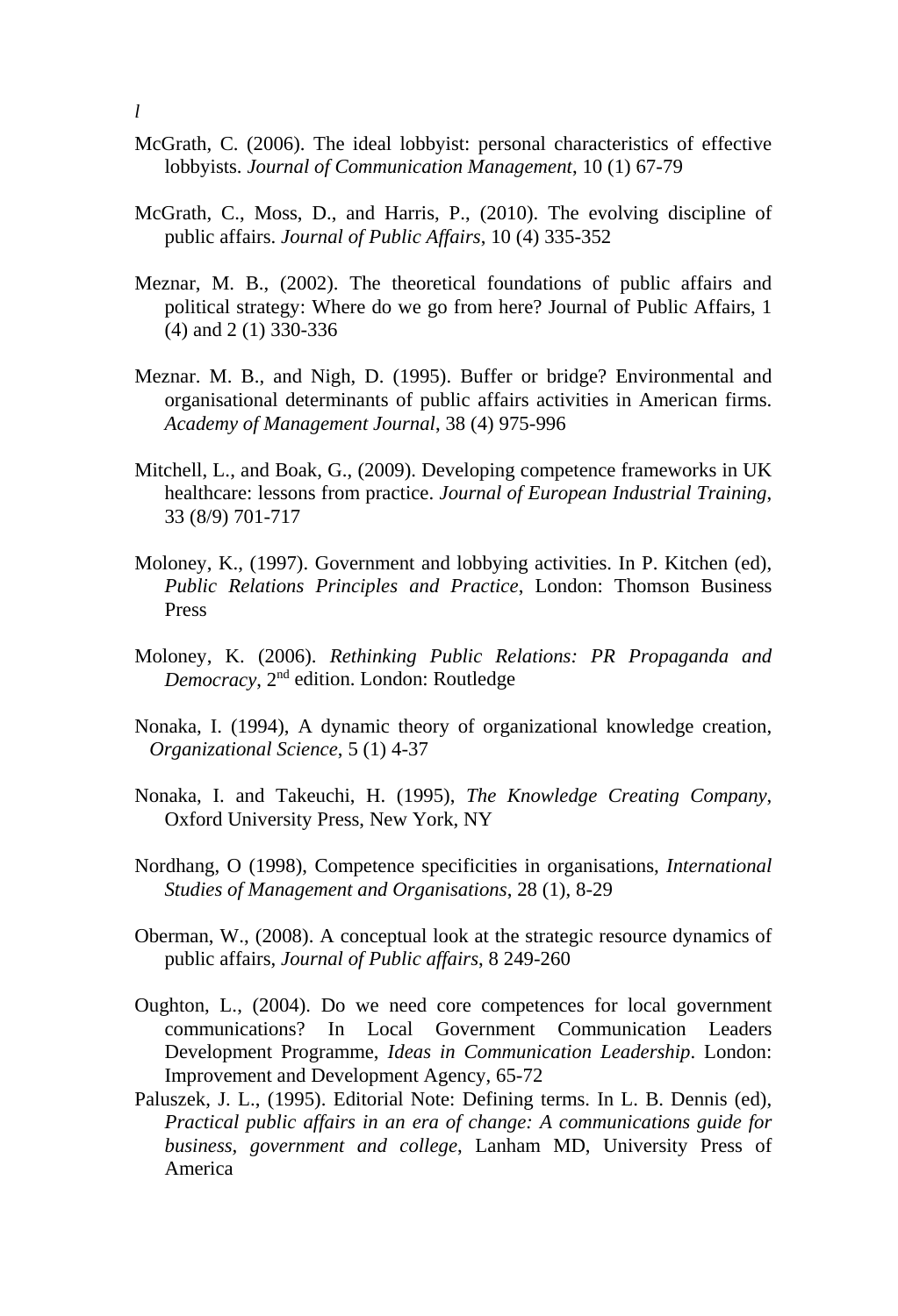*l*

McGrath, C. (2006). The ideal lobbyist: personal characteristics of effective lobbyists. *Journal of Communication Management*, 10 (1) 67-79

McGrath, C., Moss, D., and Harris, P., (2010). The evolving discipline of public affairs. *Journal of Public Affairs*, 10 (4) 335-352

Meznar, M. B., (2002). The theoretical foundations of public affairs and political strategy: Where do we go from here? Journal of Public Affairs, 1 (4) and 2 (1) 330-336

Meznar. M. B., and Nigh, D. (1995). Buffer or bridge? Environmental and organisational determinants of public affairs activities in American firms. *Academy of Management Journal*, 38 (4) 975-996

Mitchell, L., and Boak, G., (2009). Developing competence frameworks in UK healthcare: lessons from practice. *Journal of European Industrial Training*, 33 (8/9) 701-717

Moloney, K., (1997). Government and lobbying activities. In P. Kitchen (ed), *Public Relations Principles and Practice*, London: Thomson Business Press

Moloney, K. (2006). *Rethinking Public Relations: PR Propaganda and Democracy*, 2nd edition. London: Routledge

Nonaka, I. (1994), A dynamic theory of organizational knowledge creation, *Organizational Science*, 5 (1) 4-37

Nonaka, I. and Takeuchi, H. (1995), *The Knowledge Creating Company*, Oxford University Press, New York, NY

Nordhang, O (1998), Competence specificities in organisations, *International Studies of Management and Organisations*, 28 (1), 8-29

Oberman, W., (2008). A conceptual look at the strategic resource dynamics of public affairs, *Journal of Public affairs*, 8 249-260

Oughton, L., (2004). Do we need core competences for local government communications? In Local Government Communication Leaders Development Programme, *Ideas in Communication Leadership*. London: Improvement and Development Agency, 65-72

Paluszek, J. L., (1995). Editorial Note: Defining terms. In L. B. Dennis (ed), *Practical public affairs in an era of change: A communications guide for business, government and college*, Lanham MD, University Press of America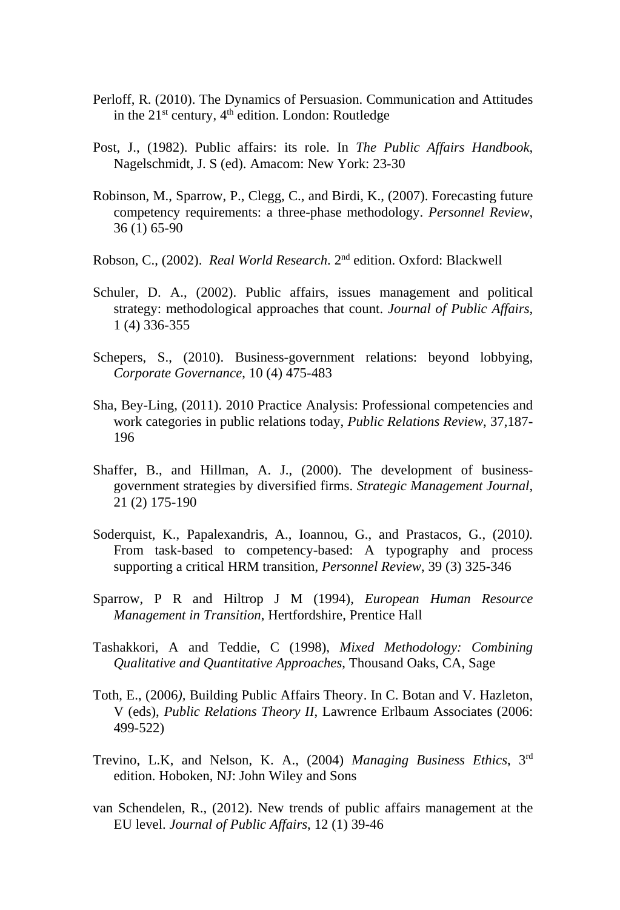Perloff, R. (2010). The Dynamics of Persuasion. Communication and Attitudes in the 21st century, 4th edition. London: Routledge

Post, J., (1982). Public affairs: its role. In *The Public Affairs Handbook*, Nagelschmidt, J. S (ed). Amacom: New York: 23-30

Robinson, M., Sparrow, P., Clegg, C., and Birdi, K., (2007). Forecasting future competency requirements: a three-phase methodology. *Personnel Review*, 36 (1) 65-90

Robson, C., (2002). *Real World Research*. 2nd edition. Oxford: Blackwell

Schuler, D. A., (2002). Public affairs, issues management and political strategy: methodological approaches that count. *Journal of Public Affairs*, 1 (4) 336-355

Schepers, S., (2010). Business-government relations: beyond lobbying, *Corporate Governance*, 10 (4) 475-483

Sha, Bey-Ling, (2011). 2010 Practice Analysis: Professional competencies and work categories in public relations today, *Public Relations Review*, 37,187-196

Shaffer, B., and Hillman, A. J., (2000). The development of business-government strategies by diversified firms. *Strategic Management Journal*, 21 (2) 175-190

Soderquist, K., Papalexandris, A., Ioannou, G., and Prastacos, G., (2010*).* From task-based to competency-based: A typography and process supporting a critical HRM transition, *Personnel Review*, 39 (3) 325-346

Sparrow, P R and Hiltrop J M (1994), *European Human Resource Management in Transition*, Hertfordshire, Prentice Hall

Tashakkori, A and Teddie, C (1998), *Mixed Methodology: Combining Qualitative and Quantitative Approaches*, Thousand Oaks, CA, Sage

Toth, E., (2006*)*, Building Public Affairs Theory. In C. Botan and V. Hazleton, V (eds), *Public Relations Theory II*, Lawrence Erlbaum Associates (2006: 499-522)

Trevino, L.K, and Nelson, K. A., (2004) *Managing Business Ethics*, 3rd edition. Hoboken, NJ: John Wiley and Sons

van Schendelen, R., (2012). New trends of public affairs management at the EU level. *Journal of Public Affairs*, 12 (1) 39-46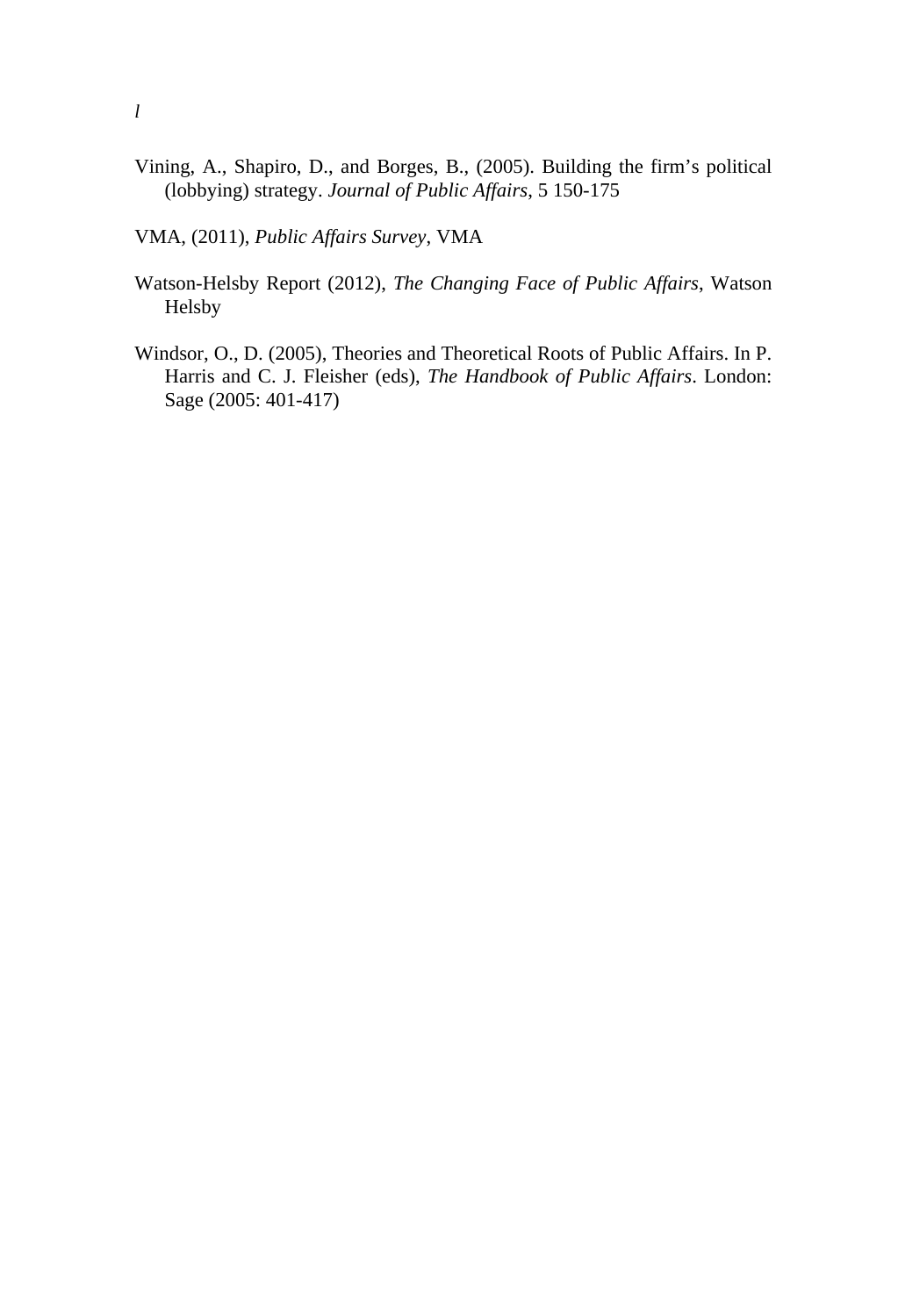*l*

Vining, A., Shapiro, D., and Borges, B., (2005). Building the firm's political (lobbying) strategy. *Journal of Public Affairs*, 5 150-175

VMA, (2011), *Public Affairs Survey*, VMA

Watson-Helsby Report (2012), *The Changing Face of Public Affairs*, Watson Helsby

Windsor, O., D. (2005), Theories and Theoretical Roots of Public Affairs. In P. Harris and C. J. Fleisher (eds), *The Handbook of Public Affairs*. London: Sage (2005: 401-417)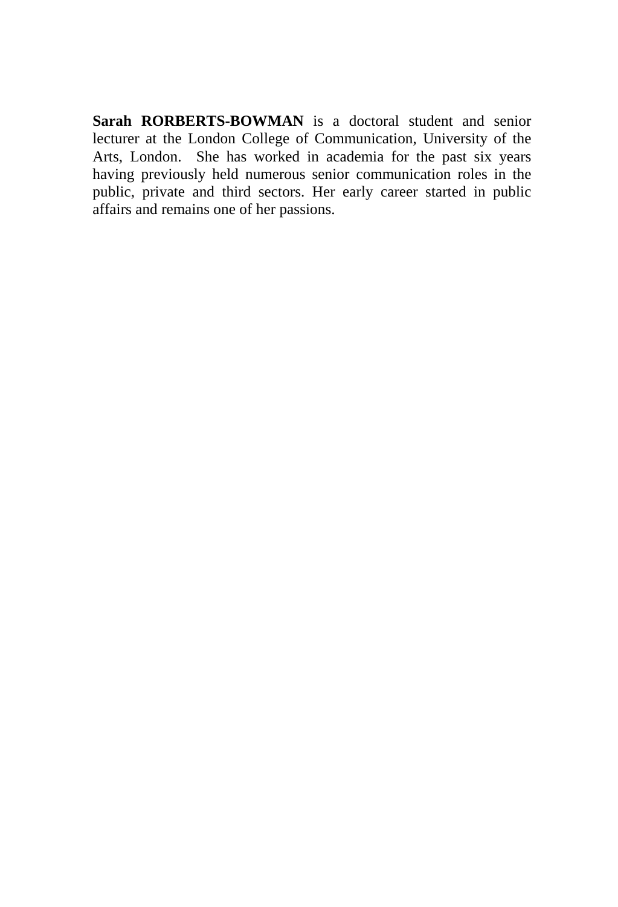**Sarah RORBERTS-BOWMAN** is a doctoral student and senior lecturer at the London College of Communication, University of the Arts, London. She has worked in academia for the past six years having previously held numerous senior communication roles in the public, private and third sectors. Her early career started in public affairs and remains one of her passions.